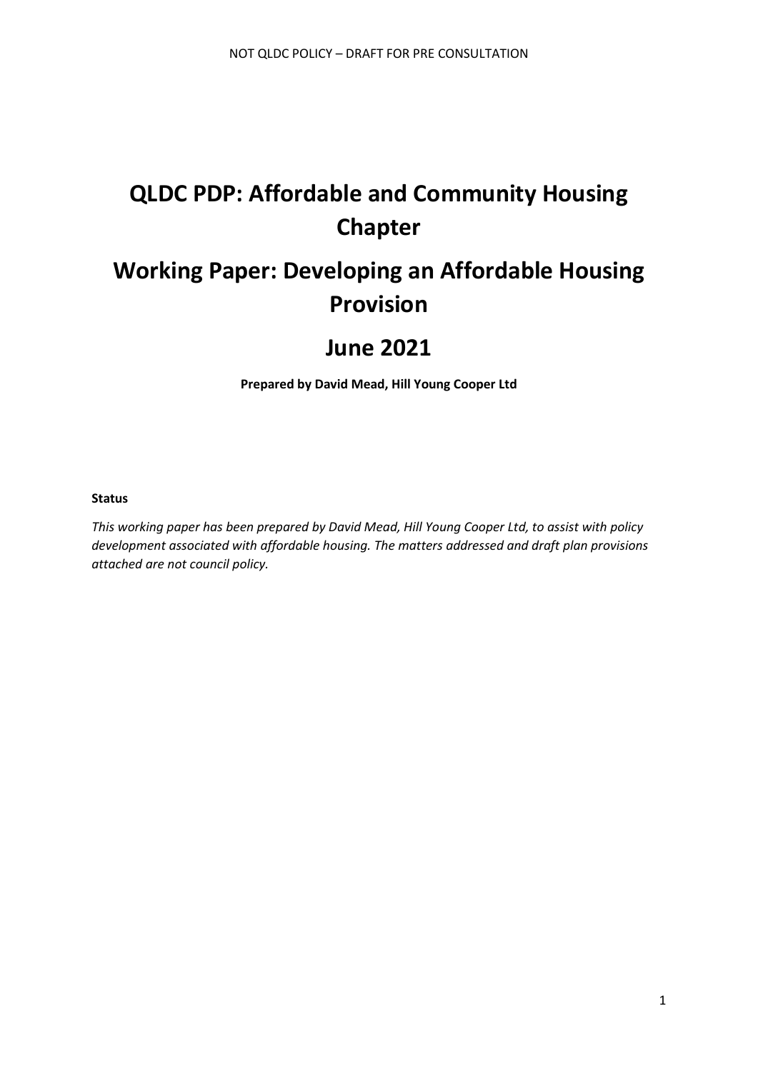# QLDC PDP: Affordable and Community Housing Chapter

# Working Paper: Developing an Affordable Housing Provision

# June 2021

**Prepared by David Mead, Hill Young Cooper Ltd**

**Status**

*This working paper has been prepared by David Mead, Hill Young Cooper Ltd, to assist with policy development associated with affordable housing. The matters addressed and draft plan provisions attached are not council policy.*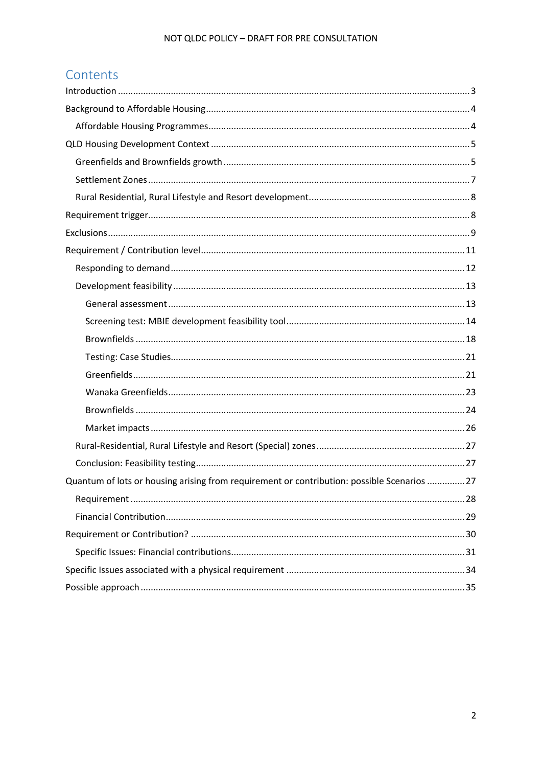# Contents

- Introduction ... 3
- Background to Affordable Housing ... 4
  - Affordable Housing Programmes ... 4
- QLD Housing Development Context ... 5
  - Greenfields and Brownfields growth ... 5
  - Settlement Zones ... 7
  - Rural Residential, Rural Lifestyle and Resort development. ... 8
- Requirement trigger ... 8
- Exclusions ... 9
- Requirement / Contribution level ... 11
  - Responding to demand ... 12
  - Development feasibility ... 13
    - General assessment ... 13
    - Screening test: MBIE development feasibility tool ... 14
    - Brownfields ... 18
    - Testing: Case Studies ... 21
    - Greenfields ... 21
    - Wanaka Greenfields ... 23
    - Brownfields ... 24
    - Market impacts ... 26
  - Rural-Residential, Rural Lifestyle and Resort (Special) zones ... 27
  - Conclusion: Feasibility testing ... 27
- Quantum of lots or housing arising from requirement or contribution: possible Scenarios ... 27
  - Requirement ... 28
  - Financial Contribution ... 29
- Requirement or Contribution? ... 30
  - Specific Issues: Financial contributions ... 31
- Specific Issues associated with a physical requirement ... 34
- Possible approach ... 35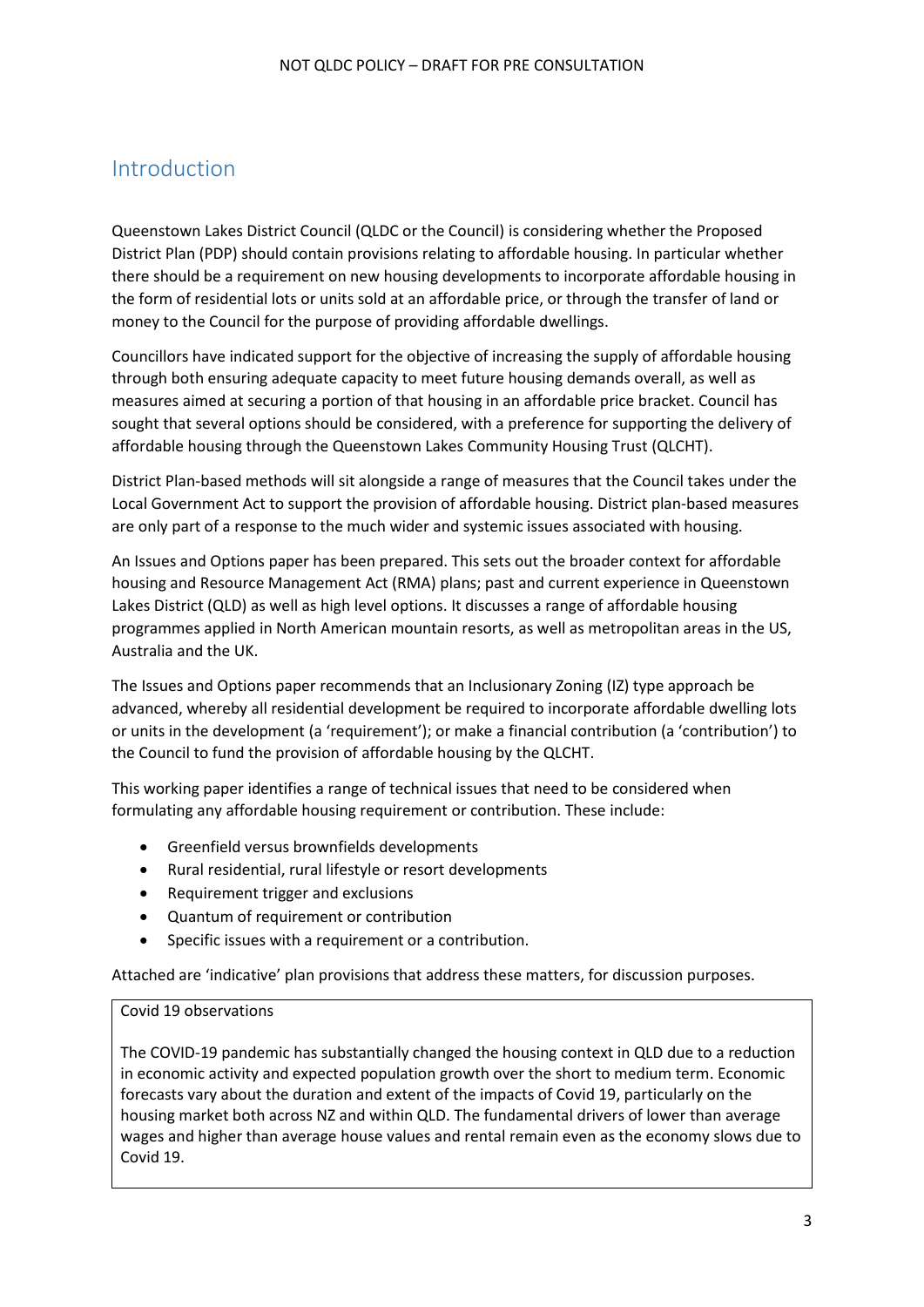## Introduction

Queenstown Lakes District Council (QLDC or the Council) is considering whether the Proposed District Plan (PDP) should contain provisions relating to affordable housing. In particular whether there should be a requirement on new housing developments to incorporate affordable housing in the form of residential lots or units sold at an affordable price, or through the transfer of land or money to the Council for the purpose of providing affordable dwellings.

Councillors have indicated support for the objective of increasing the supply of affordable housing through both ensuring adequate capacity to meet future housing demands overall, as well as measures aimed at securing a portion of that housing in an affordable price bracket. Council has sought that several options should be considered, with a preference for supporting the delivery of affordable housing through the Queenstown Lakes Community Housing Trust (QLCHT).

District Plan-based methods will sit alongside a range of measures that the Council takes under the Local Government Act to support the provision of affordable housing. District plan-based measures are only part of a response to the much wider and systemic issues associated with housing.

An Issues and Options paper has been prepared. This sets out the broader context for affordable housing and Resource Management Act (RMA) plans; past and current experience in Queenstown Lakes District (QLD) as well as high level options. It discusses a range of affordable housing programmes applied in North American mountain resorts, as well as metropolitan areas in the US, Australia and the UK.

The Issues and Options paper recommends that an Inclusionary Zoning (IZ) type approach be advanced, whereby all residential development be required to incorporate affordable dwelling lots or units in the development (a 'requirement'); or make a financial contribution (a 'contribution') to the Council to fund the provision of affordable housing by the QLCHT.

This working paper identifies a range of technical issues that need to be considered when formulating any affordable housing requirement or contribution. These include:

- Greenfield versus brownfields developments
- Rural residential, rural lifestyle or resort developments
- Requirement trigger and exclusions
- Quantum of requirement or contribution
- Specific issues with a requirement or a contribution.

Attached are 'indicative' plan provisions that address these matters, for discussion purposes.

> Covid 19 observations
>
> The COVID-19 pandemic has substantially changed the housing context in QLD due to a reduction in economic activity and expected population growth over the short to medium term. Economic forecasts vary about the duration and extent of the impacts of Covid 19, particularly on the housing market both across NZ and within QLD. The fundamental drivers of lower than average wages and higher than average house values and rental remain even as the economy slows due to Covid 19.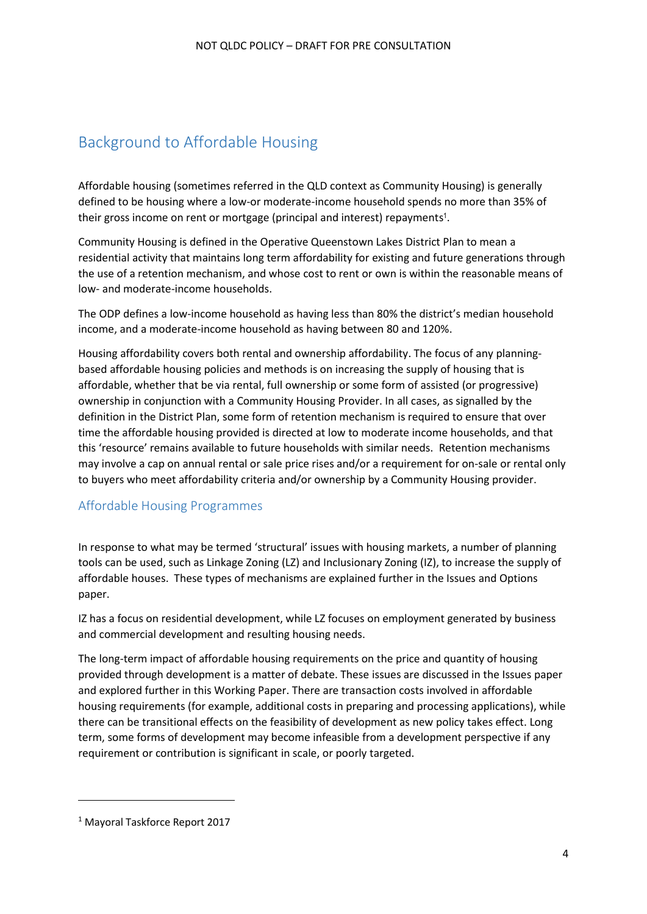## Background to Affordable Housing

Affordable housing (sometimes referred in the QLD context as Community Housing) is generally defined to be housing where a low-or moderate-income household spends no more than 35% of their gross income on rent or mortgage (principal and interest) repayments[1].

Community Housing is defined in the Operative Queenstown Lakes District Plan to mean a residential activity that maintains long term affordability for existing and future generations through the use of a retention mechanism, and whose cost to rent or own is within the reasonable means of low- and moderate-income households.

The ODP defines a low-income household as having less than 80% the district's median household income, and a moderate-income household as having between 80 and 120%.

Housing affordability covers both rental and ownership affordability. The focus of any planning-based affordable housing policies and methods is on increasing the supply of housing that is affordable, whether that be via rental, full ownership or some form of assisted (or progressive) ownership in conjunction with a Community Housing Provider. In all cases, as signalled by the definition in the District Plan, some form of retention mechanism is required to ensure that over time the affordable housing provided is directed at low to moderate income households, and that this 'resource' remains available to future households with similar needs. Retention mechanisms may involve a cap on annual rental or sale price rises and/or a requirement for on-sale or rental only to buyers who meet affordability criteria and/or ownership by a Community Housing provider.

### Affordable Housing Programmes

In response to what may be termed 'structural' issues with housing markets, a number of planning tools can be used, such as Linkage Zoning (LZ) and Inclusionary Zoning (IZ), to increase the supply of affordable houses. These types of mechanisms are explained further in the Issues and Options paper.

IZ has a focus on residential development, while LZ focuses on employment generated by business and commercial development and resulting housing needs.

The long-term impact of affordable housing requirements on the price and quantity of housing provided through development is a matter of debate. These issues are discussed in the Issues paper and explored further in this Working Paper. There are transaction costs involved in affordable housing requirements (for example, additional costs in preparing and processing applications), while there can be transitional effects on the feasibility of development as new policy takes effect. Long term, some forms of development may become infeasible from a development perspective if any requirement or contribution is significant in scale, or poorly targeted.

[1] Mayoral Taskforce Report 2017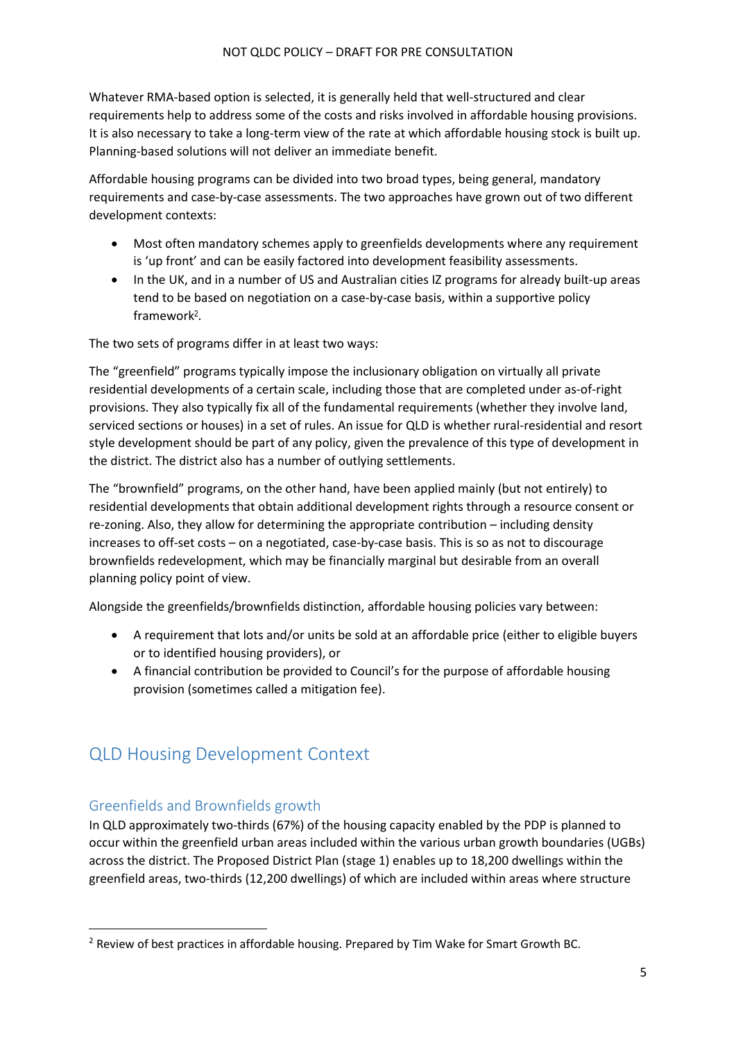Whatever RMA-based option is selected, it is generally held that well-structured and clear requirements help to address some of the costs and risks involved in affordable housing provisions. It is also necessary to take a long-term view of the rate at which affordable housing stock is built up. Planning-based solutions will not deliver an immediate benefit.

Affordable housing programs can be divided into two broad types, being general, mandatory requirements and case-by-case assessments. The two approaches have grown out of two different development contexts:

- Most often mandatory schemes apply to greenfields developments where any requirement is 'up front' and can be easily factored into development feasibility assessments.
- In the UK, and in a number of US and Australian cities IZ programs for already built-up areas tend to be based on negotiation on a case-by-case basis, within a supportive policy framework[2].

The two sets of programs differ in at least two ways:

The "greenfield" programs typically impose the inclusionary obligation on virtually all private residential developments of a certain scale, including those that are completed under as-of-right provisions. They also typically fix all of the fundamental requirements (whether they involve land, serviced sections or houses) in a set of rules. An issue for QLD is whether rural-residential and resort style development should be part of any policy, given the prevalence of this type of development in the district. The district also has a number of outlying settlements.

The "brownfield" programs, on the other hand, have been applied mainly (but not entirely) to residential developments that obtain additional development rights through a resource consent or re-zoning. Also, they allow for determining the appropriate contribution – including density increases to off-set costs – on a negotiated, case-by-case basis. This is so as not to discourage brownfields redevelopment, which may be financially marginal but desirable from an overall planning policy point of view.

Alongside the greenfields/brownfields distinction, affordable housing policies vary between:

- A requirement that lots and/or units be sold at an affordable price (either to eligible buyers or to identified housing providers), or
- A financial contribution be provided to Council's for the purpose of affordable housing provision (sometimes called a mitigation fee).

## QLD Housing Development Context

### Greenfields and Brownfields growth

In QLD approximately two-thirds (67%) of the housing capacity enabled by the PDP is planned to occur within the greenfield urban areas included within the various urban growth boundaries (UGBs) across the district. The Proposed District Plan (stage 1) enables up to 18,200 dwellings within the greenfield areas, two-thirds (12,200 dwellings) of which are included within areas where structure

[2] Review of best practices in affordable housing. Prepared by Tim Wake for Smart Growth BC.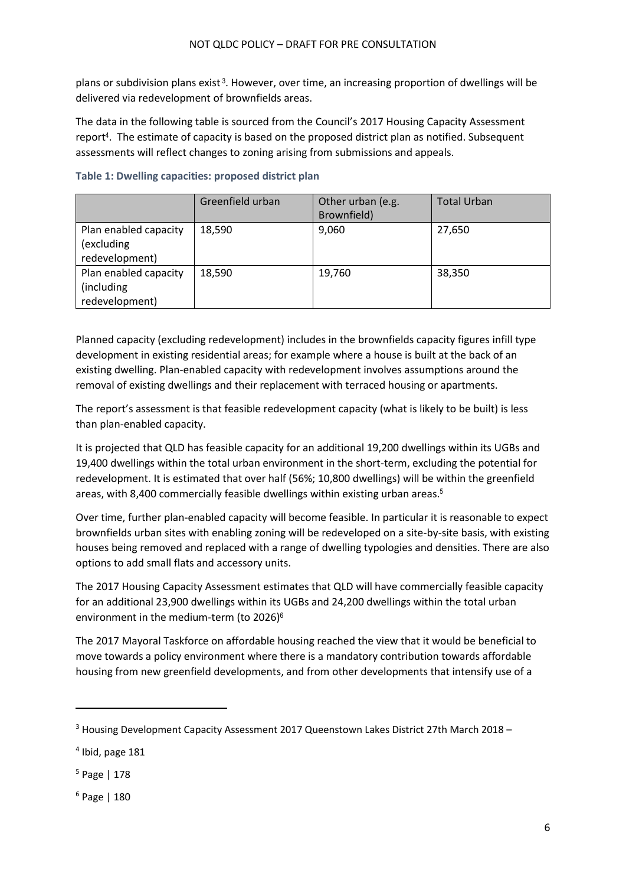plans or subdivision plans exist[3]. However, over time, an increasing proportion of dwellings will be delivered via redevelopment of brownfields areas.

The data in the following table is sourced from the Council's 2017 Housing Capacity Assessment report[4]. The estimate of capacity is based on the proposed district plan as notified. Subsequent assessments will reflect changes to zoning arising from submissions and appeals.

**Table 1: Dwelling capacities: proposed district plan**

| | Greenfield urban | Other urban (e.g. Brownfield) | Total Urban |
|---|---|---|---|
| Plan enabled capacity (excluding redevelopment) | 18,590 | 9,060 | 27,650 |
| Plan enabled capacity (including redevelopment) | 18,590 | 19,760 | 38,350 |

Planned capacity (excluding redevelopment) includes in the brownfields capacity figures infill type development in existing residential areas; for example where a house is built at the back of an existing dwelling. Plan-enabled capacity with redevelopment involves assumptions around the removal of existing dwellings and their replacement with terraced housing or apartments.

The report's assessment is that feasible redevelopment capacity (what is likely to be built) is less than plan-enabled capacity.

It is projected that QLD has feasible capacity for an additional 19,200 dwellings within its UGBs and 19,400 dwellings within the total urban environment in the short-term, excluding the potential for redevelopment. It is estimated that over half (56%; 10,800 dwellings) will be within the greenfield areas, with 8,400 commercially feasible dwellings within existing urban areas.[5]

Over time, further plan-enabled capacity will become feasible. In particular it is reasonable to expect brownfields urban sites with enabling zoning will be redeveloped on a site-by-site basis, with existing houses being removed and replaced with a range of dwelling typologies and densities. There are also options to add small flats and accessory units.

The 2017 Housing Capacity Assessment estimates that QLD will have commercially feasible capacity for an additional 23,900 dwellings within its UGBs and 24,200 dwellings within the total urban environment in the medium-term (to 2026)[6]

The 2017 Mayoral Taskforce on affordable housing reached the view that it would be beneficial to move towards a policy environment where there is a mandatory contribution towards affordable housing from new greenfield developments, and from other developments that intensify use of a

---

[3] Housing Development Capacity Assessment 2017 Queenstown Lakes District 27th March 2018 –

[4] Ibid, page 181

[5] Page | 178

[6] Page | 180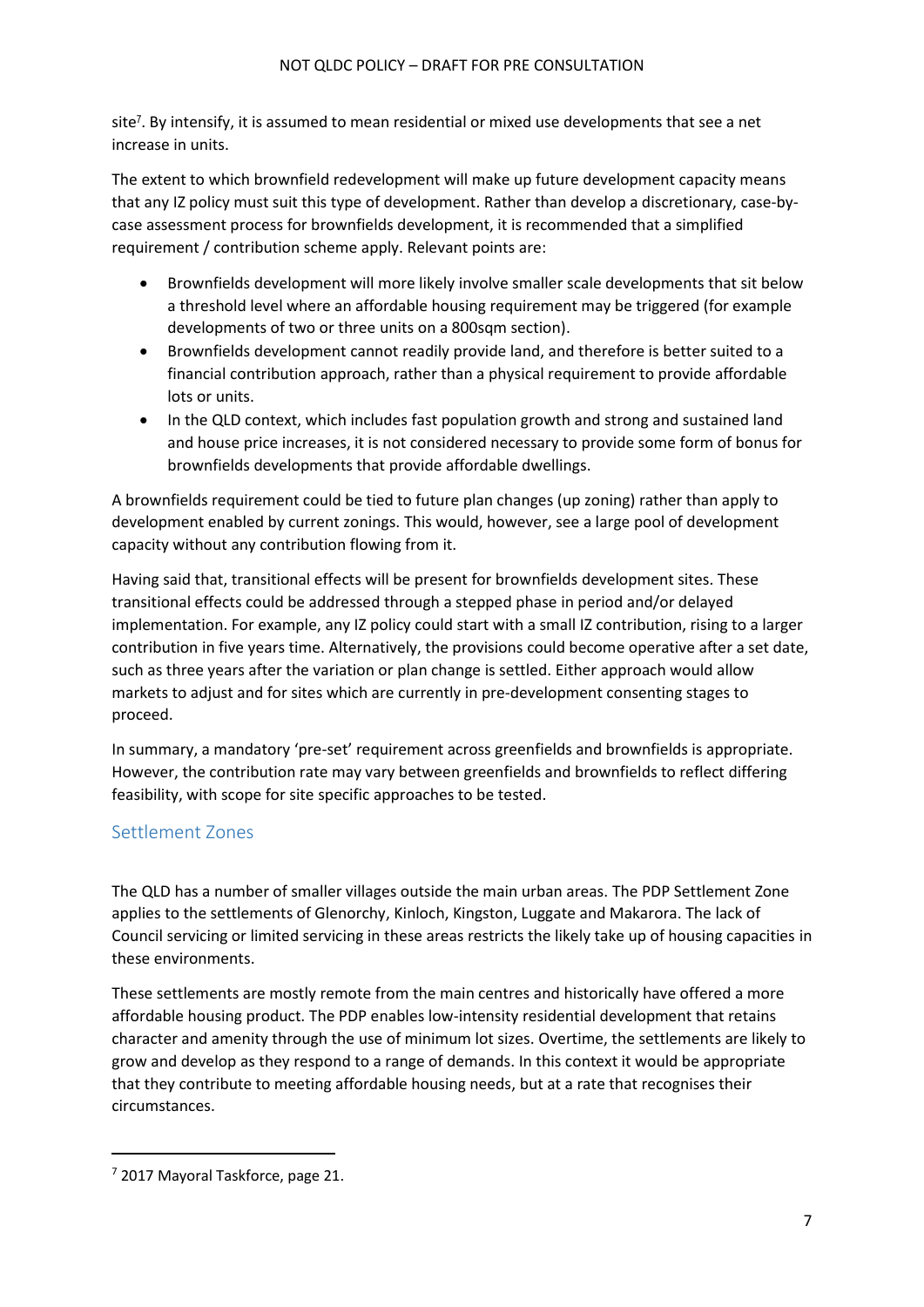site[7]. By intensify, it is assumed to mean residential or mixed use developments that see a net increase in units.

The extent to which brownfield redevelopment will make up future development capacity means that any IZ policy must suit this type of development. Rather than develop a discretionary, case-by-case assessment process for brownfields development, it is recommended that a simplified requirement / contribution scheme apply. Relevant points are:

- Brownfields development will more likely involve smaller scale developments that sit below a threshold level where an affordable housing requirement may be triggered (for example developments of two or three units on a 800sqm section).
- Brownfields development cannot readily provide land, and therefore is better suited to a financial contribution approach, rather than a physical requirement to provide affordable lots or units.
- In the QLD context, which includes fast population growth and strong and sustained land and house price increases, it is not considered necessary to provide some form of bonus for brownfields developments that provide affordable dwellings.

A brownfields requirement could be tied to future plan changes (up zoning) rather than apply to development enabled by current zonings. This would, however, see a large pool of development capacity without any contribution flowing from it.

Having said that, transitional effects will be present for brownfields development sites. These transitional effects could be addressed through a stepped phase in period and/or delayed implementation. For example, any IZ policy could start with a small IZ contribution, rising to a larger contribution in five years time. Alternatively, the provisions could become operative after a set date, such as three years after the variation or plan change is settled. Either approach would allow markets to adjust and for sites which are currently in pre-development consenting stages to proceed.

In summary, a mandatory 'pre-set' requirement across greenfields and brownfields is appropriate. However, the contribution rate may vary between greenfields and brownfields to reflect differing feasibility, with scope for site specific approaches to be tested.

## Settlement Zones

The QLD has a number of smaller villages outside the main urban areas. The PDP Settlement Zone applies to the settlements of Glenorchy, Kinloch, Kingston, Luggate and Makarora. The lack of Council servicing or limited servicing in these areas restricts the likely take up of housing capacities in these environments.

These settlements are mostly remote from the main centres and historically have offered a more affordable housing product. The PDP enables low-intensity residential development that retains character and amenity through the use of minimum lot sizes. Overtime, the settlements are likely to grow and develop as they respond to a range of demands. In this context it would be appropriate that they contribute to meeting affordable housing needs, but at a rate that recognises their circumstances.

[7] 2017 Mayoral Taskforce, page 21.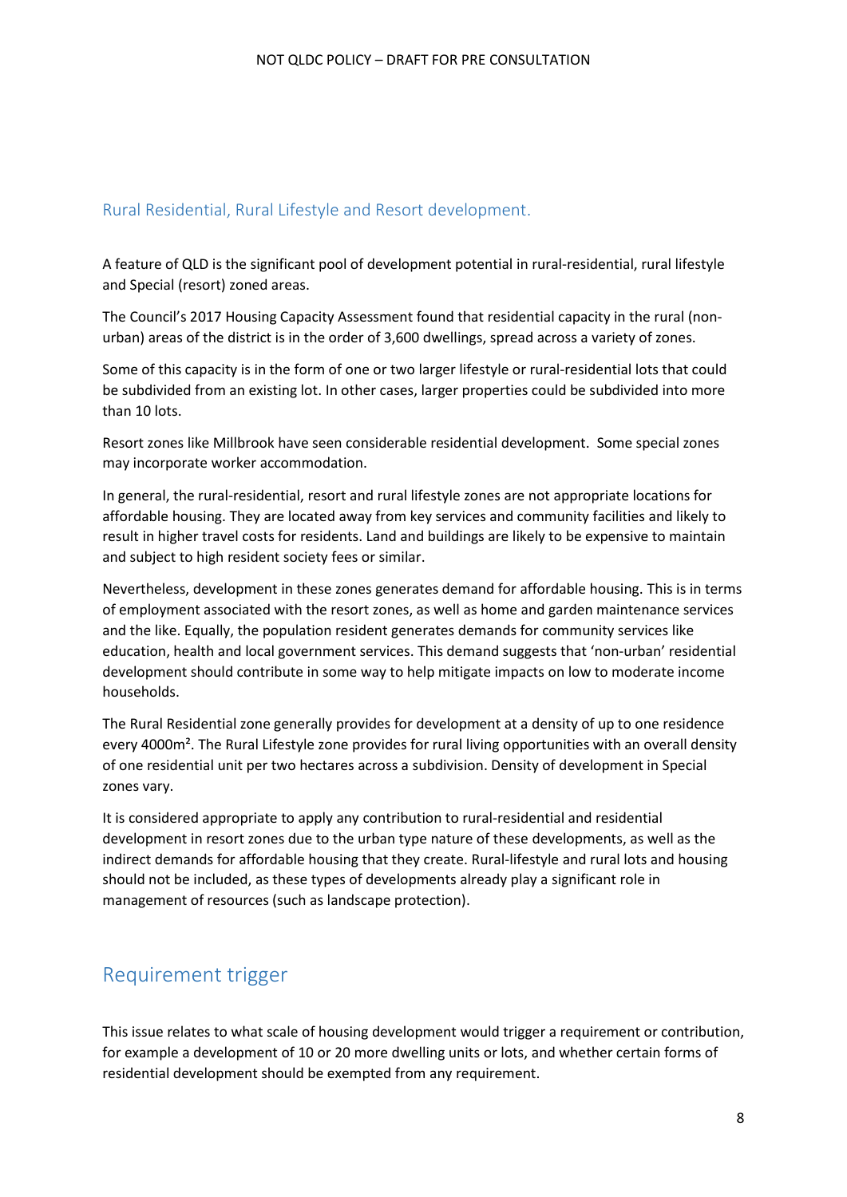### Rural Residential, Rural Lifestyle and Resort development.

A feature of QLD is the significant pool of development potential in rural-residential, rural lifestyle and Special (resort) zoned areas.

The Council's 2017 Housing Capacity Assessment found that residential capacity in the rural (non-urban) areas of the district is in the order of 3,600 dwellings, spread across a variety of zones.

Some of this capacity is in the form of one or two larger lifestyle or rural-residential lots that could be subdivided from an existing lot. In other cases, larger properties could be subdivided into more than 10 lots.

Resort zones like Millbrook have seen considerable residential development. Some special zones may incorporate worker accommodation.

In general, the rural-residential, resort and rural lifestyle zones are not appropriate locations for affordable housing. They are located away from key services and community facilities and likely to result in higher travel costs for residents. Land and buildings are likely to be expensive to maintain and subject to high resident society fees or similar.

Nevertheless, development in these zones generates demand for affordable housing. This is in terms of employment associated with the resort zones, as well as home and garden maintenance services and the like. Equally, the population resident generates demands for community services like education, health and local government services. This demand suggests that 'non-urban' residential development should contribute in some way to help mitigate impacts on low to moderate income households.

The Rural Residential zone generally provides for development at a density of up to one residence every 4000m². The Rural Lifestyle zone provides for rural living opportunities with an overall density of one residential unit per two hectares across a subdivision. Density of development in Special zones vary.

It is considered appropriate to apply any contribution to rural-residential and residential development in resort zones due to the urban type nature of these developments, as well as the indirect demands for affordable housing that they create. Rural-lifestyle and rural lots and housing should not be included, as these types of developments already play a significant role in management of resources (such as landscape protection).

## Requirement trigger

This issue relates to what scale of housing development would trigger a requirement or contribution, for example a development of 10 or 20 more dwelling units or lots, and whether certain forms of residential development should be exempted from any requirement.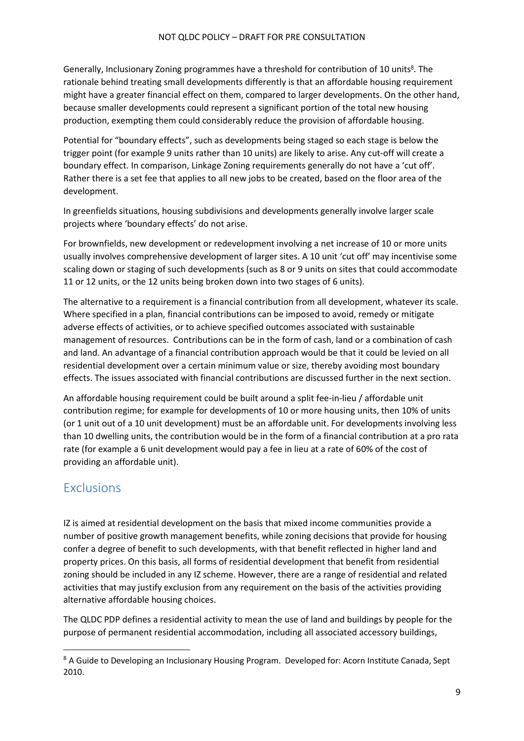Generally, Inclusionary Zoning programmes have a threshold for contribution of 10 units[8]. The rationale behind treating small developments differently is that an affordable housing requirement might have a greater financial effect on them, compared to larger developments. On the other hand, because smaller developments could represent a significant portion of the total new housing production, exempting them could considerably reduce the provision of affordable housing.

Potential for "boundary effects", such as developments being staged so each stage is below the trigger point (for example 9 units rather than 10 units) are likely to arise. Any cut-off will create a boundary effect. In comparison, Linkage Zoning requirements generally do not have a 'cut off'. Rather there is a set fee that applies to all new jobs to be created, based on the floor area of the development.

In greenfields situations, housing subdivisions and developments generally involve larger scale projects where 'boundary effects' do not arise.

For brownfields, new development or redevelopment involving a net increase of 10 or more units usually involves comprehensive development of larger sites. A 10 unit 'cut off' may incentivise some scaling down or staging of such developments (such as 8 or 9 units on sites that could accommodate 11 or 12 units, or the 12 units being broken down into two stages of 6 units).

The alternative to a requirement is a financial contribution from all development, whatever its scale. Where specified in a plan, financial contributions can be imposed to avoid, remedy or mitigate adverse effects of activities, or to achieve specified outcomes associated with sustainable management of resources. Contributions can be in the form of cash, land or a combination of cash and land. An advantage of a financial contribution approach would be that it could be levied on all residential development over a certain minimum value or size, thereby avoiding most boundary effects. The issues associated with financial contributions are discussed further in the next section.

An affordable housing requirement could be built around a split fee-in-lieu / affordable unit contribution regime; for example for developments of 10 or more housing units, then 10% of units (or 1 unit out of a 10 unit development) must be an affordable unit. For developments involving less than 10 dwelling units, the contribution would be in the form of a financial contribution at a pro rata rate (for example a 6 unit development would pay a fee in lieu at a rate of 60% of the cost of providing an affordable unit).

## Exclusions

IZ is aimed at residential development on the basis that mixed income communities provide a number of positive growth management benefits, while zoning decisions that provide for housing confer a degree of benefit to such developments, with that benefit reflected in higher land and property prices. On this basis, all forms of residential development that benefit from residential zoning should be included in any IZ scheme. However, there are a range of residential and related activities that may justify exclusion from any requirement on the basis of the activities providing alternative affordable housing choices.

The QLDC PDP defines a residential activity to mean the use of land and buildings by people for the purpose of permanent residential accommodation, including all associated accessory buildings,

[8] A Guide to Developing an Inclusionary Housing Program. Developed for: Acorn Institute Canada, Sept 2010.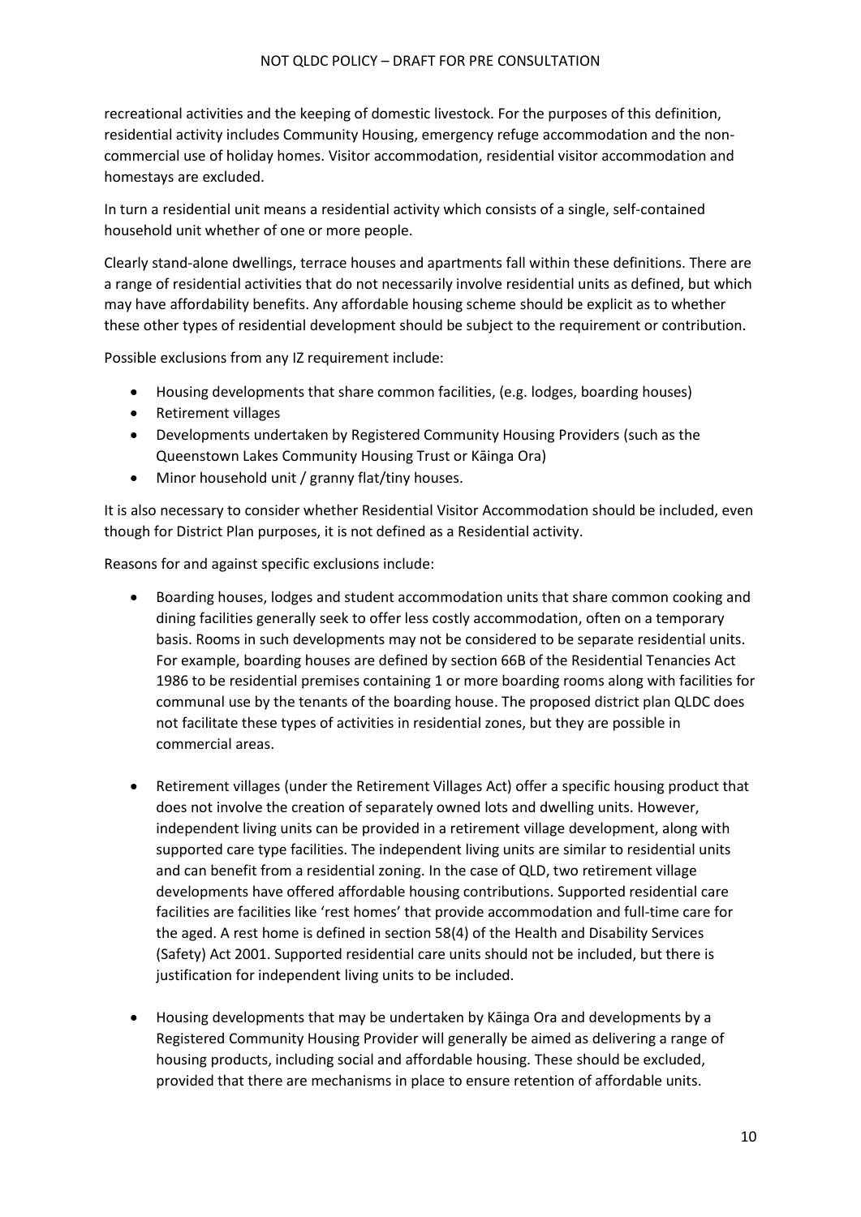recreational activities and the keeping of domestic livestock. For the purposes of this definition, residential activity includes Community Housing, emergency refuge accommodation and the non-commercial use of holiday homes. Visitor accommodation, residential visitor accommodation and homestays are excluded.

In turn a residential unit means a residential activity which consists of a single, self-contained household unit whether of one or more people.

Clearly stand-alone dwellings, terrace houses and apartments fall within these definitions. There are a range of residential activities that do not necessarily involve residential units as defined, but which may have affordability benefits. Any affordable housing scheme should be explicit as to whether these other types of residential development should be subject to the requirement or contribution.

Possible exclusions from any IZ requirement include:

- Housing developments that share common facilities, (e.g. lodges, boarding houses)
- Retirement villages
- Developments undertaken by Registered Community Housing Providers (such as the Queenstown Lakes Community Housing Trust or Kāinga Ora)
- Minor household unit / granny flat/tiny houses.

It is also necessary to consider whether Residential Visitor Accommodation should be included, even though for District Plan purposes, it is not defined as a Residential activity.

Reasons for and against specific exclusions include:

- Boarding houses, lodges and student accommodation units that share common cooking and dining facilities generally seek to offer less costly accommodation, often on a temporary basis. Rooms in such developments may not be considered to be separate residential units. For example, boarding houses are defined by section 66B of the Residential Tenancies Act 1986 to be residential premises containing 1 or more boarding rooms along with facilities for communal use by the tenants of the boarding house. The proposed district plan QLDC does not facilitate these types of activities in residential zones, but they are possible in commercial areas.

- Retirement villages (under the Retirement Villages Act) offer a specific housing product that does not involve the creation of separately owned lots and dwelling units. However, independent living units can be provided in a retirement village development, along with supported care type facilities. The independent living units are similar to residential units and can benefit from a residential zoning. In the case of QLD, two retirement village developments have offered affordable housing contributions. Supported residential care facilities are facilities like 'rest homes' that provide accommodation and full-time care for the aged. A rest home is defined in section 58(4) of the Health and Disability Services (Safety) Act 2001. Supported residential care units should not be included, but there is justification for independent living units to be included.

- Housing developments that may be undertaken by Kāinga Ora and developments by a Registered Community Housing Provider will generally be aimed as delivering a range of housing products, including social and affordable housing. These should be excluded, provided that there are mechanisms in place to ensure retention of affordable units.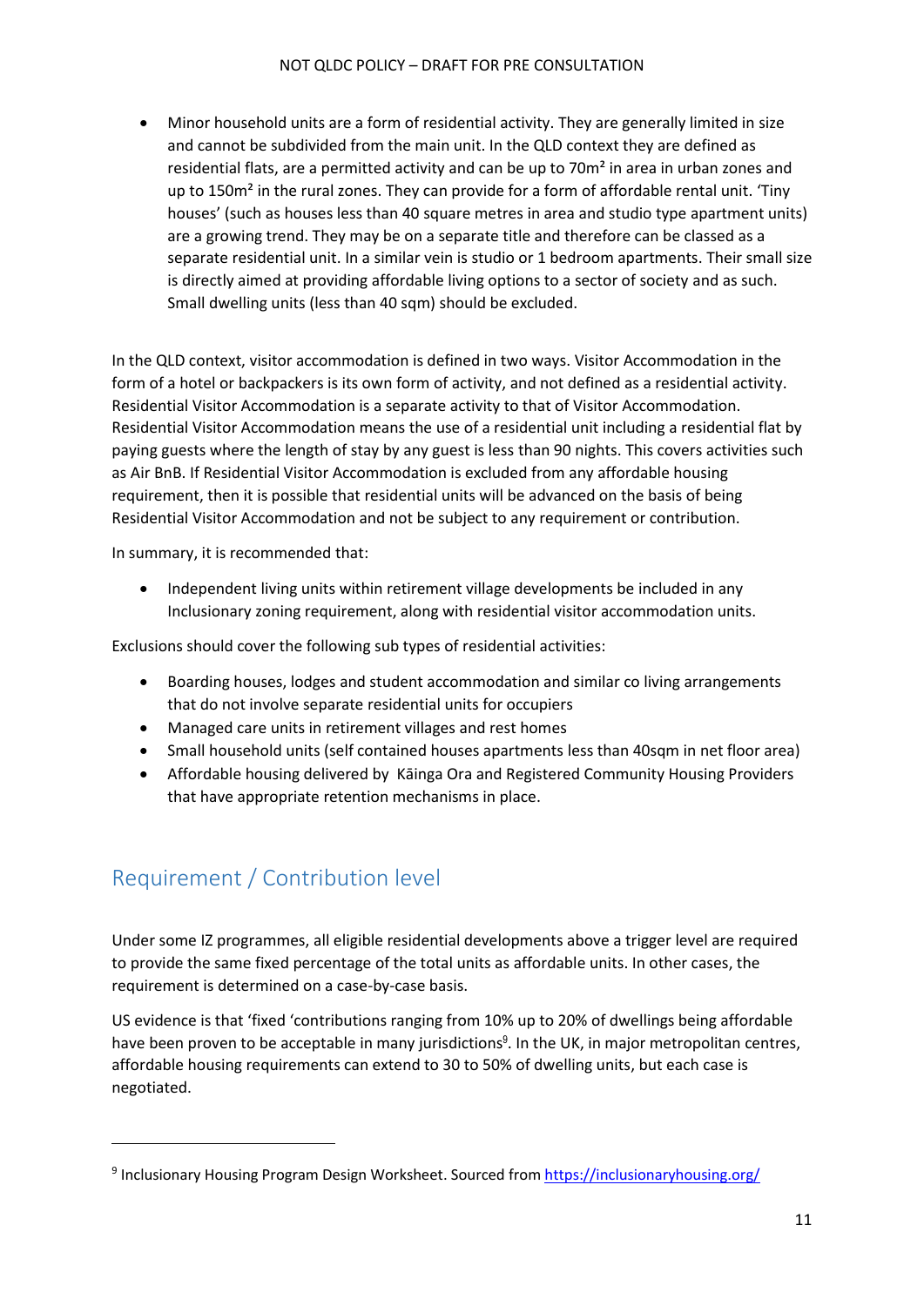- Minor household units are a form of residential activity. They are generally limited in size and cannot be subdivided from the main unit. In the QLD context they are defined as residential flats, are a permitted activity and can be up to 70m² in area in urban zones and up to 150m² in the rural zones. They can provide for a form of affordable rental unit. 'Tiny houses' (such as houses less than 40 square metres in area and studio type apartment units) are a growing trend. They may be on a separate title and therefore can be classed as a separate residential unit. In a similar vein is studio or 1 bedroom apartments. Their small size is directly aimed at providing affordable living options to a sector of society and as such. Small dwelling units (less than 40 sqm) should be excluded.

In the QLD context, visitor accommodation is defined in two ways. Visitor Accommodation in the form of a hotel or backpackers is its own form of activity, and not defined as a residential activity. Residential Visitor Accommodation is a separate activity to that of Visitor Accommodation. Residential Visitor Accommodation means the use of a residential unit including a residential flat by paying guests where the length of stay by any guest is less than 90 nights. This covers activities such as Air BnB. If Residential Visitor Accommodation is excluded from any affordable housing requirement, then it is possible that residential units will be advanced on the basis of being Residential Visitor Accommodation and not be subject to any requirement or contribution.

In summary, it is recommended that:

- Independent living units within retirement village developments be included in any Inclusionary zoning requirement, along with residential visitor accommodation units.

Exclusions should cover the following sub types of residential activities:

- Boarding houses, lodges and student accommodation and similar co living arrangements that do not involve separate residential units for occupiers
- Managed care units in retirement villages and rest homes
- Small household units (self contained houses apartments less than 40sqm in net floor area)
- Affordable housing delivered by Kāinga Ora and Registered Community Housing Providers that have appropriate retention mechanisms in place.

## Requirement / Contribution level

Under some IZ programmes, all eligible residential developments above a trigger level are required to provide the same fixed percentage of the total units as affordable units. In other cases, the requirement is determined on a case-by-case basis.

US evidence is that 'fixed 'contributions ranging from 10% up to 20% of dwellings being affordable have been proven to be acceptable in many jurisdictions[9]. In the UK, in major metropolitan centres, affordable housing requirements can extend to 30 to 50% of dwelling units, but each case is negotiated.

[9] Inclusionary Housing Program Design Worksheet. Sourced from https://inclusionaryhousing.org/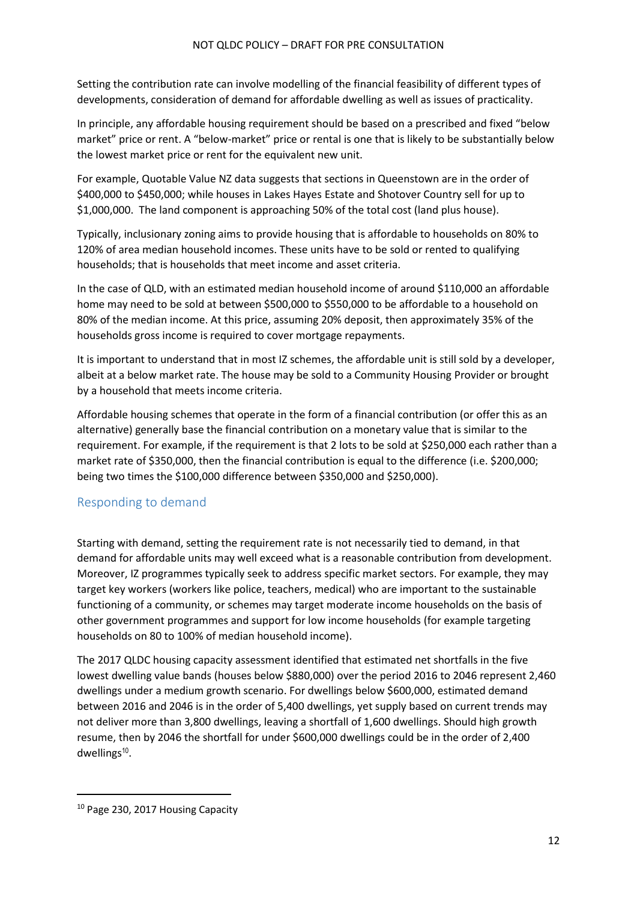Setting the contribution rate can involve modelling of the financial feasibility of different types of developments, consideration of demand for affordable dwelling as well as issues of practicality.

In principle, any affordable housing requirement should be based on a prescribed and fixed "below market" price or rent. A "below-market" price or rental is one that is likely to be substantially below the lowest market price or rent for the equivalent new unit.

For example, Quotable Value NZ data suggests that sections in Queenstown are in the order of \$400,000 to \$450,000; while houses in Lakes Hayes Estate and Shotover Country sell for up to \$1,000,000. The land component is approaching 50% of the total cost (land plus house).

Typically, inclusionary zoning aims to provide housing that is affordable to households on 80% to 120% of area median household incomes. These units have to be sold or rented to qualifying households; that is households that meet income and asset criteria.

In the case of QLD, with an estimated median household income of around \$110,000 an affordable home may need to be sold at between \$500,000 to \$550,000 to be affordable to a household on 80% of the median income. At this price, assuming 20% deposit, then approximately 35% of the households gross income is required to cover mortgage repayments.

It is important to understand that in most IZ schemes, the affordable unit is still sold by a developer, albeit at a below market rate. The house may be sold to a Community Housing Provider or brought by a household that meets income criteria.

Affordable housing schemes that operate in the form of a financial contribution (or offer this as an alternative) generally base the financial contribution on a monetary value that is similar to the requirement. For example, if the requirement is that 2 lots to be sold at \$250,000 each rather than a market rate of \$350,000, then the financial contribution is equal to the difference (i.e. \$200,000; being two times the \$100,000 difference between \$350,000 and \$250,000).

## Responding to demand

Starting with demand, setting the requirement rate is not necessarily tied to demand, in that demand for affordable units may well exceed what is a reasonable contribution from development. Moreover, IZ programmes typically seek to address specific market sectors. For example, they may target key workers (workers like police, teachers, medical) who are important to the sustainable functioning of a community, or schemes may target moderate income households on the basis of other government programmes and support for low income households (for example targeting households on 80 to 100% of median household income).

The 2017 QLDC housing capacity assessment identified that estimated net shortfalls in the five lowest dwelling value bands (houses below \$880,000) over the period 2016 to 2046 represent 2,460 dwellings under a medium growth scenario. For dwellings below \$600,000, estimated demand between 2016 and 2046 is in the order of 5,400 dwellings, yet supply based on current trends may not deliver more than 3,800 dwellings, leaving a shortfall of 1,600 dwellings. Should high growth resume, then by 2046 the shortfall for under \$600,000 dwellings could be in the order of 2,400 dwellings[10].

[10] Page 230, 2017 Housing Capacity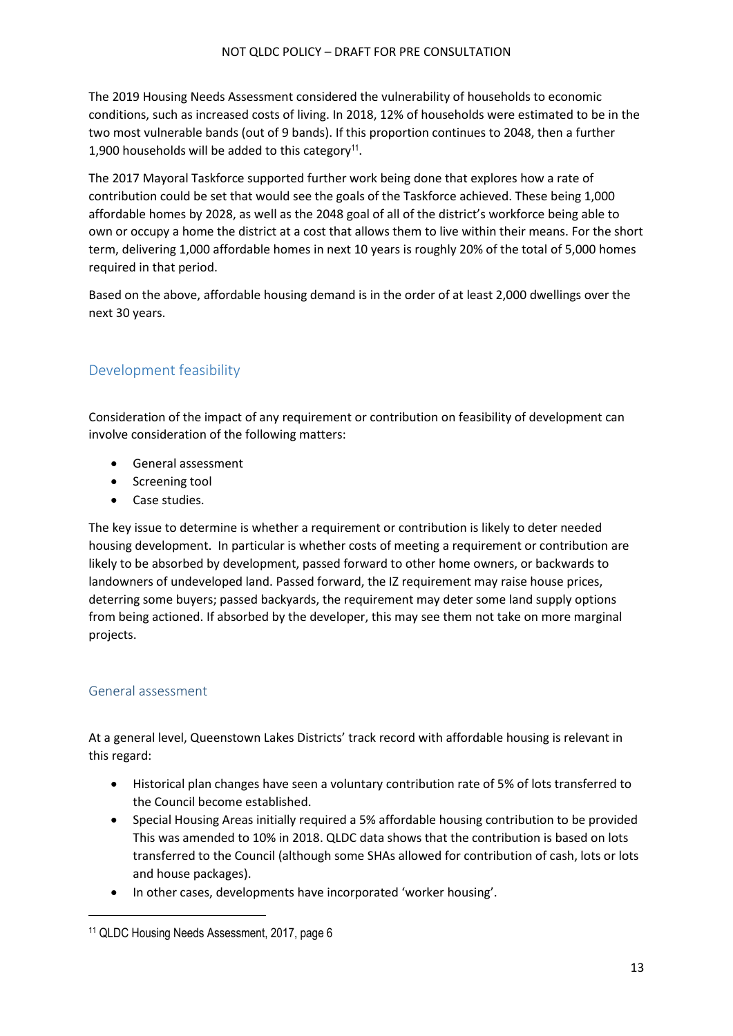The 2019 Housing Needs Assessment considered the vulnerability of households to economic conditions, such as increased costs of living. In 2018, 12% of households were estimated to be in the two most vulnerable bands (out of 9 bands). If this proportion continues to 2048, then a further 1,900 households will be added to this category[11].

The 2017 Mayoral Taskforce supported further work being done that explores how a rate of contribution could be set that would see the goals of the Taskforce achieved. These being 1,000 affordable homes by 2028, as well as the 2048 goal of all of the district's workforce being able to own or occupy a home the district at a cost that allows them to live within their means. For the short term, delivering 1,000 affordable homes in next 10 years is roughly 20% of the total of 5,000 homes required in that period.

Based on the above, affordable housing demand is in the order of at least 2,000 dwellings over the next 30 years.

## Development feasibility

Consideration of the impact of any requirement or contribution on feasibility of development can involve consideration of the following matters:

- General assessment
- Screening tool
- Case studies.

The key issue to determine is whether a requirement or contribution is likely to deter needed housing development. In particular is whether costs of meeting a requirement or contribution are likely to be absorbed by development, passed forward to other home owners, or backwards to landowners of undeveloped land. Passed forward, the IZ requirement may raise house prices, deterring some buyers; passed backyards, the requirement may deter some land supply options from being actioned. If absorbed by the developer, this may see them not take on more marginal projects.

### General assessment

At a general level, Queenstown Lakes Districts' track record with affordable housing is relevant in this regard:

- Historical plan changes have seen a voluntary contribution rate of 5% of lots transferred to the Council become established.
- Special Housing Areas initially required a 5% affordable housing contribution to be provided This was amended to 10% in 2018. QLDC data shows that the contribution is based on lots transferred to the Council (although some SHAs allowed for contribution of cash, lots or lots and house packages).
- In other cases, developments have incorporated 'worker housing'.

[11] QLDC Housing Needs Assessment, 2017, page 6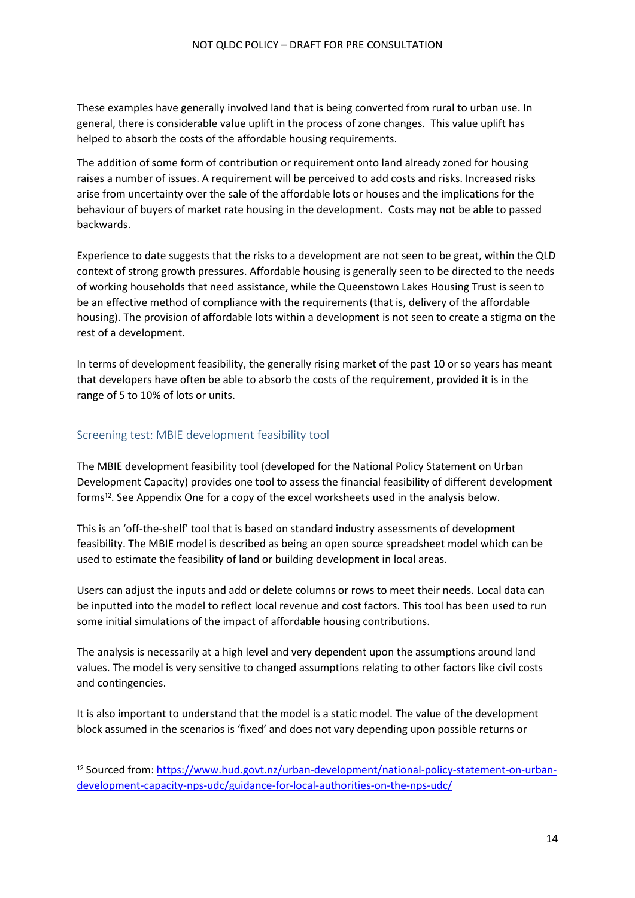These examples have generally involved land that is being converted from rural to urban use. In general, there is considerable value uplift in the process of zone changes. This value uplift has helped to absorb the costs of the affordable housing requirements.

The addition of some form of contribution or requirement onto land already zoned for housing raises a number of issues. A requirement will be perceived to add costs and risks. Increased risks arise from uncertainty over the sale of the affordable lots or houses and the implications for the behaviour of buyers of market rate housing in the development. Costs may not be able to passed backwards.

Experience to date suggests that the risks to a development are not seen to be great, within the QLD context of strong growth pressures. Affordable housing is generally seen to be directed to the needs of working households that need assistance, while the Queenstown Lakes Housing Trust is seen to be an effective method of compliance with the requirements (that is, delivery of the affordable housing). The provision of affordable lots within a development is not seen to create a stigma on the rest of a development.

In terms of development feasibility, the generally rising market of the past 10 or so years has meant that developers have often be able to absorb the costs of the requirement, provided it is in the range of 5 to 10% of lots or units.

### Screening test: MBIE development feasibility tool

The MBIE development feasibility tool (developed for the National Policy Statement on Urban Development Capacity) provides one tool to assess the financial feasibility of different development forms[12]. See Appendix One for a copy of the excel worksheets used in the analysis below.

This is an 'off-the-shelf' tool that is based on standard industry assessments of development feasibility. The MBIE model is described as being an open source spreadsheet model which can be used to estimate the feasibility of land or building development in local areas.

Users can adjust the inputs and add or delete columns or rows to meet their needs. Local data can be inputted into the model to reflect local revenue and cost factors. This tool has been used to run some initial simulations of the impact of affordable housing contributions.

The analysis is necessarily at a high level and very dependent upon the assumptions around land values. The model is very sensitive to changed assumptions relating to other factors like civil costs and contingencies.

It is also important to understand that the model is a static model. The value of the development block assumed in the scenarios is 'fixed' and does not vary depending upon possible returns or

---

[12] Sourced from: https://www.hud.govt.nz/urban-development/national-policy-statement-on-urban-development-capacity-nps-udc/guidance-for-local-authorities-on-the-nps-udc/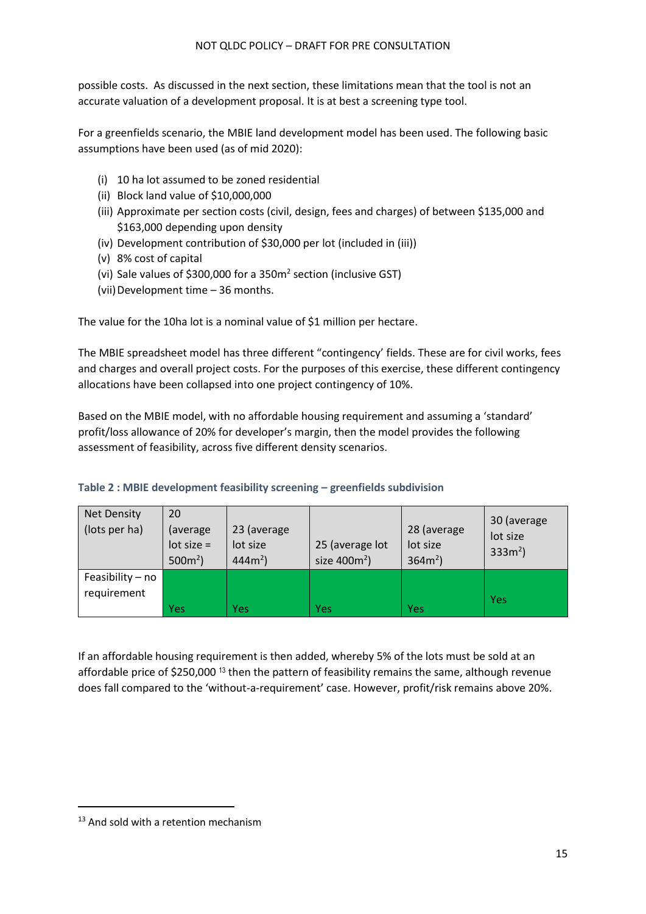possible costs. As discussed in the next section, these limitations mean that the tool is not an accurate valuation of a development proposal. It is at best a screening type tool.

For a greenfields scenario, the MBIE land development model has been used. The following basic assumptions have been used (as of mid 2020):

(i) 10 ha lot assumed to be zoned residential
(ii) Block land value of $10,000,000
(iii) Approximate per section costs (civil, design, fees and charges) of between $135,000 and $163,000 depending upon density
(iv) Development contribution of $30,000 per lot (included in (iii))
(v) 8% cost of capital
(vi) Sale values of $300,000 for a 350m$^2$ section (inclusive GST)
(vii) Development time – 36 months.

The value for the 10ha lot is a nominal value of $1 million per hectare.

The MBIE spreadsheet model has three different "contingency' fields. These are for civil works, fees and charges and overall project costs. For the purposes of this exercise, these different contingency allocations have been collapsed into one project contingency of 10%.

Based on the MBIE model, with no affordable housing requirement and assuming a 'standard' profit/loss allowance of 20% for developer's margin, then the model provides the following assessment of feasibility, across five different density scenarios.

**Table 2 : MBIE development feasibility screening – greenfields subdivision**

| Net Density (lots per ha) | 20 (average lot size = 500m$^2$) | 23 (average lot size 444m$^2$) | 25 (average lot size 400m$^2$) | 28 (average lot size 364m$^2$) | 30 (average lot size 333m$^2$) |
|---|---|---|---|---|---|
| Feasibility – no requirement | Yes | Yes | Yes | Yes | Yes |

If an affordable housing requirement is then added, whereby 5% of the lots must be sold at an affordable price of $250,000 [13] then the pattern of feasibility remains the same, although revenue does fall compared to the 'without-a-requirement' case. However, profit/risk remains above 20%.

[13] And sold with a retention mechanism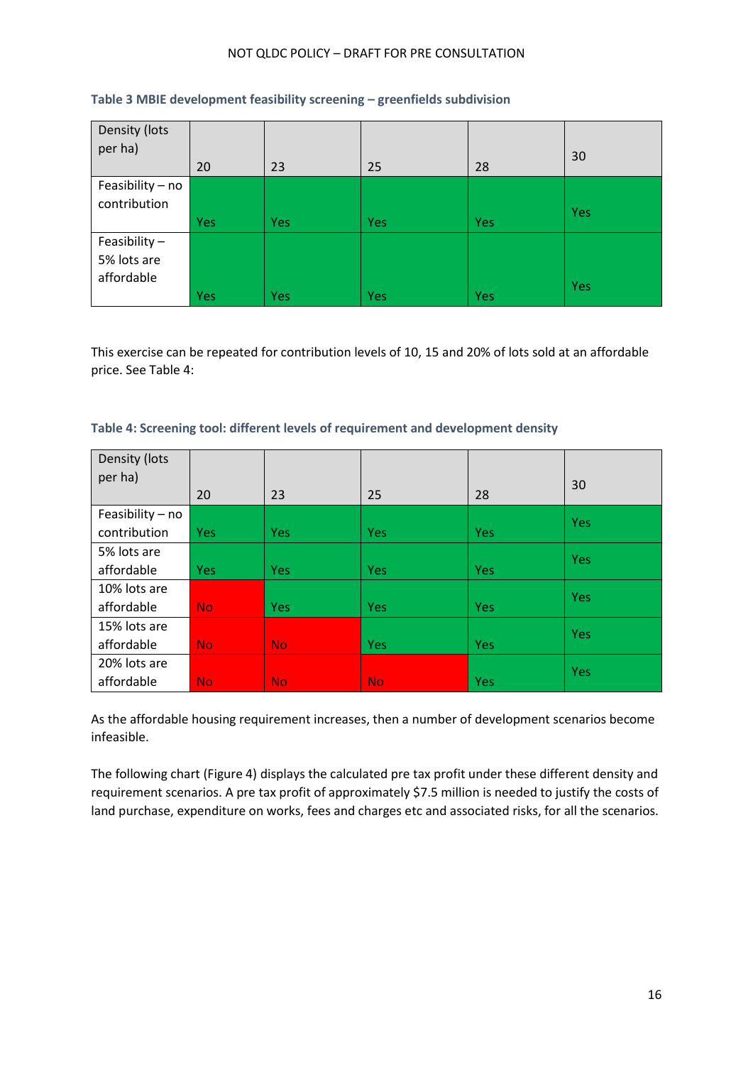**Table 3 MBIE development feasibility screening – greenfields subdivision**

| Density (lots per ha) | 20 | 23 | 25 | 28 | 30 |
|---|---|---|---|---|---|
| Feasibility – no contribution | Yes | Yes | Yes | Yes | Yes |
| Feasibility – 5% lots are affordable | Yes | Yes | Yes | Yes | Yes |

This exercise can be repeated for contribution levels of 10, 15 and 20% of lots sold at an affordable price. See Table 4:

**Table 4: Screening tool: different levels of requirement and development density**

| Density (lots per ha) | 20 | 23 | 25 | 28 | 30 |
|---|---|---|---|---|---|
| Feasibility – no contribution | Yes | Yes | Yes | Yes | Yes |
| 5% lots are affordable | Yes | Yes | Yes | Yes | Yes |
| 10% lots are affordable | No | Yes | Yes | Yes | Yes |
| 15% lots are affordable | No | No | Yes | Yes | Yes |
| 20% lots are affordable | No | No | No | Yes | Yes |

As the affordable housing requirement increases, then a number of development scenarios become infeasible.

The following chart (Figure 4) displays the calculated pre tax profit under these different density and requirement scenarios. A pre tax profit of approximately $7.5 million is needed to justify the costs of land purchase, expenditure on works, fees and charges etc and associated risks, for all the scenarios.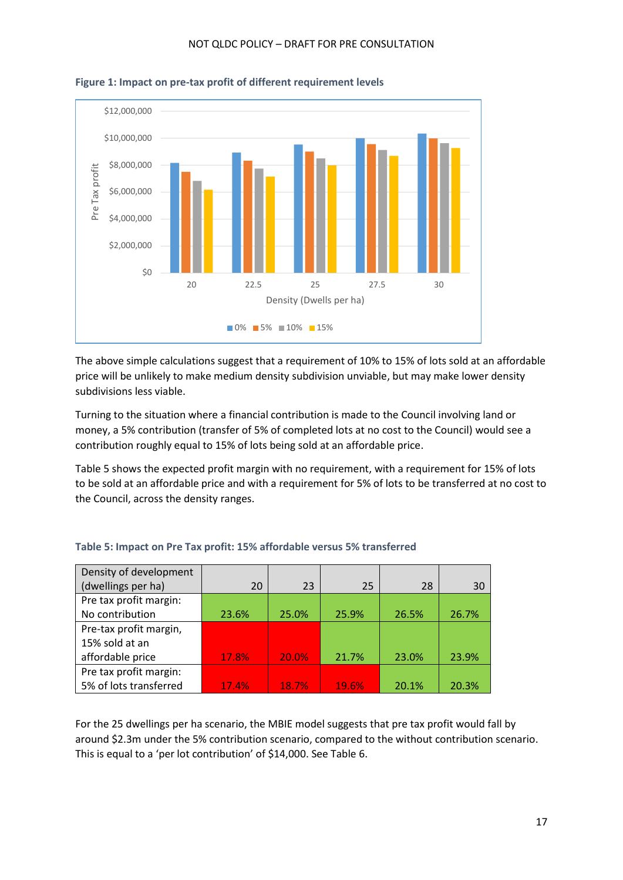**Figure 1: Impact on pre-tax profit of different requirement levels**

The above simple calculations suggest that a requirement of 10% to 15% of lots sold at an affordable price will be unlikely to make medium density subdivision unviable, but may make lower density subdivisions less viable.

Turning to the situation where a financial contribution is made to the Council involving land or money, a 5% contribution (transfer of 5% of completed lots at no cost to the Council) would see a contribution roughly equal to 15% of lots being sold at an affordable price.

Table 5 shows the expected profit margin with no requirement, with a requirement for 15% of lots to be sold at an affordable price and with a requirement for 5% of lots to be transferred at no cost to the Council, across the density ranges.

**Table 5: Impact on Pre Tax profit: 15% affordable versus 5% transferred**

| Density of development (dwellings per ha) | 20 | 23 | 25 | 28 | 30 |
|---|---|---|---|---|---|
| Pre tax profit margin: No contribution | 23.6% | 25.0% | 25.9% | 26.5% | 26.7% |
| Pre-tax profit margin, 15% sold at an affordable price | 17.8% | 20.0% | 21.7% | 23.0% | 23.9% |
| Pre tax profit margin: 5% of lots transferred | 17.4% | 18.7% | 19.6% | 20.1% | 20.3% |

For the 25 dwellings per ha scenario, the MBIE model suggests that pre tax profit would fall by around $2.3m under the 5% contribution scenario, compared to the without contribution scenario. This is equal to a 'per lot contribution' of $14,000. See Table 6.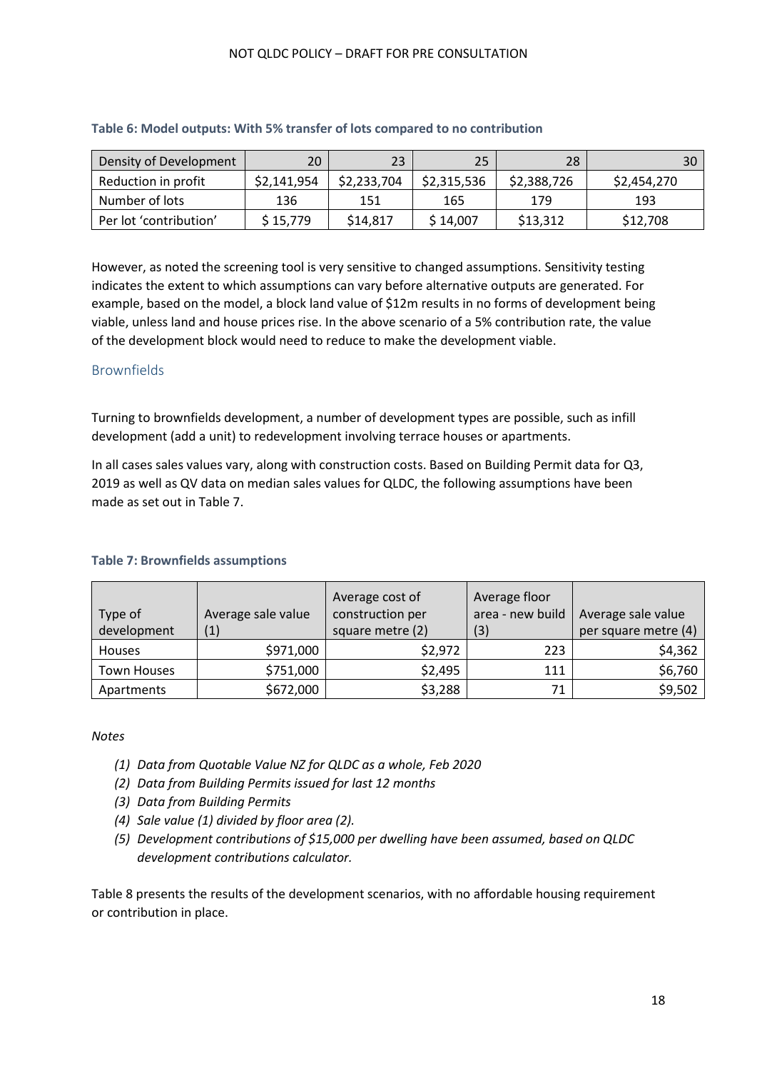**Table 6: Model outputs: With 5% transfer of lots compared to no contribution**

| Density of Development | 20 | 23 | 25 | 28 | 30 |
|---|---|---|---|---|---|
| Reduction in profit | $2,141,954 | $2,233,704 | $2,315,536 | $2,388,726 | $2,454,270 |
| Number of lots | 136 | 151 | 165 | 179 | 193 |
| Per lot 'contribution' | $ 15,779 | $14,817 | $ 14,007 | $13,312 | $12,708 |

However, as noted the screening tool is very sensitive to changed assumptions. Sensitivity testing indicates the extent to which assumptions can vary before alternative outputs are generated. For example, based on the model, a block land value of $12m results in no forms of development being viable, unless land and house prices rise. In the above scenario of a 5% contribution rate, the value of the development block would need to reduce to make the development viable.

## Brownfields

Turning to brownfields development, a number of development types are possible, such as infill development (add a unit) to redevelopment involving terrace houses or apartments.

In all cases sales values vary, along with construction costs. Based on Building Permit data for Q3, 2019 as well as QV data on median sales values for QLDC, the following assumptions have been made as set out in Table 7.

**Table 7: Brownfields assumptions**

| Type of development | Average sale value (1) | Average cost of construction per square metre (2) | Average floor area - new build (3) | Average sale value per square metre (4) |
|---|---|---|---|---|
| Houses | $971,000 | $2,972 | 223 | $4,362 |
| Town Houses | $751,000 | $2,495 | 111 | $6,760 |
| Apartments | $672,000 | $3,288 | 71 | $9,502 |

*Notes*

1. *Data from Quotable Value NZ for QLDC as a whole, Feb 2020*
2. *Data from Building Permits issued for last 12 months*
3. *Data from Building Permits*
4. *Sale value (1) divided by floor area (2).*
5. *Development contributions of $15,000 per dwelling have been assumed, based on QLDC development contributions calculator.*

Table 8 presents the results of the development scenarios, with no affordable housing requirement or contribution in place.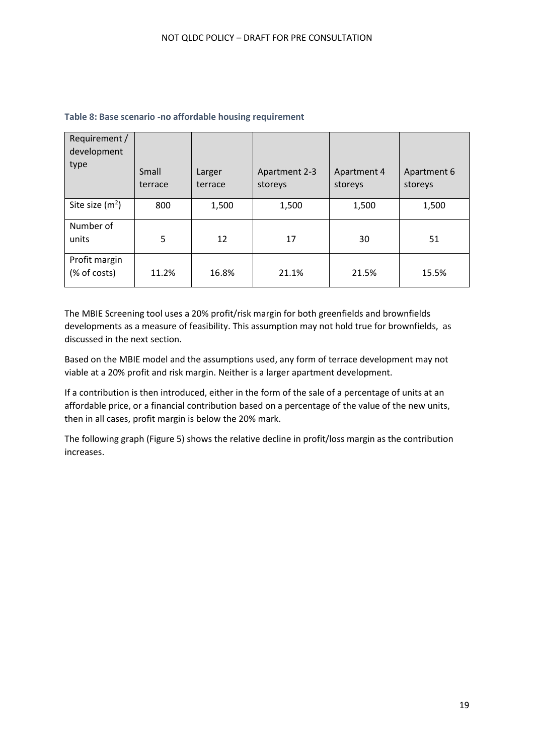**Table 8: Base scenario -no affordable housing requirement**

| Requirement / development type | Small terrace | Larger terrace | Apartment 2-3 storeys | Apartment 4 storeys | Apartment 6 storeys |
|---|---|---|---|---|---|
| Site size ($m^2$) | 800 | 1,500 | 1,500 | 1,500 | 1,500 |
| Number of units | 5 | 12 | 17 | 30 | 51 |
| Profit margin (% of costs) | 11.2% | 16.8% | 21.1% | 21.5% | 15.5% |

The MBIE Screening tool uses a 20% profit/risk margin for both greenfields and brownfields developments as a measure of feasibility. This assumption may not hold true for brownfields, as discussed in the next section.

Based on the MBIE model and the assumptions used, any form of terrace development may not viable at a 20% profit and risk margin. Neither is a larger apartment development.

If a contribution is then introduced, either in the form of the sale of a percentage of units at an affordable price, or a financial contribution based on a percentage of the value of the new units, then in all cases, profit margin is below the 20% mark.

The following graph (Figure 5) shows the relative decline in profit/loss margin as the contribution increases.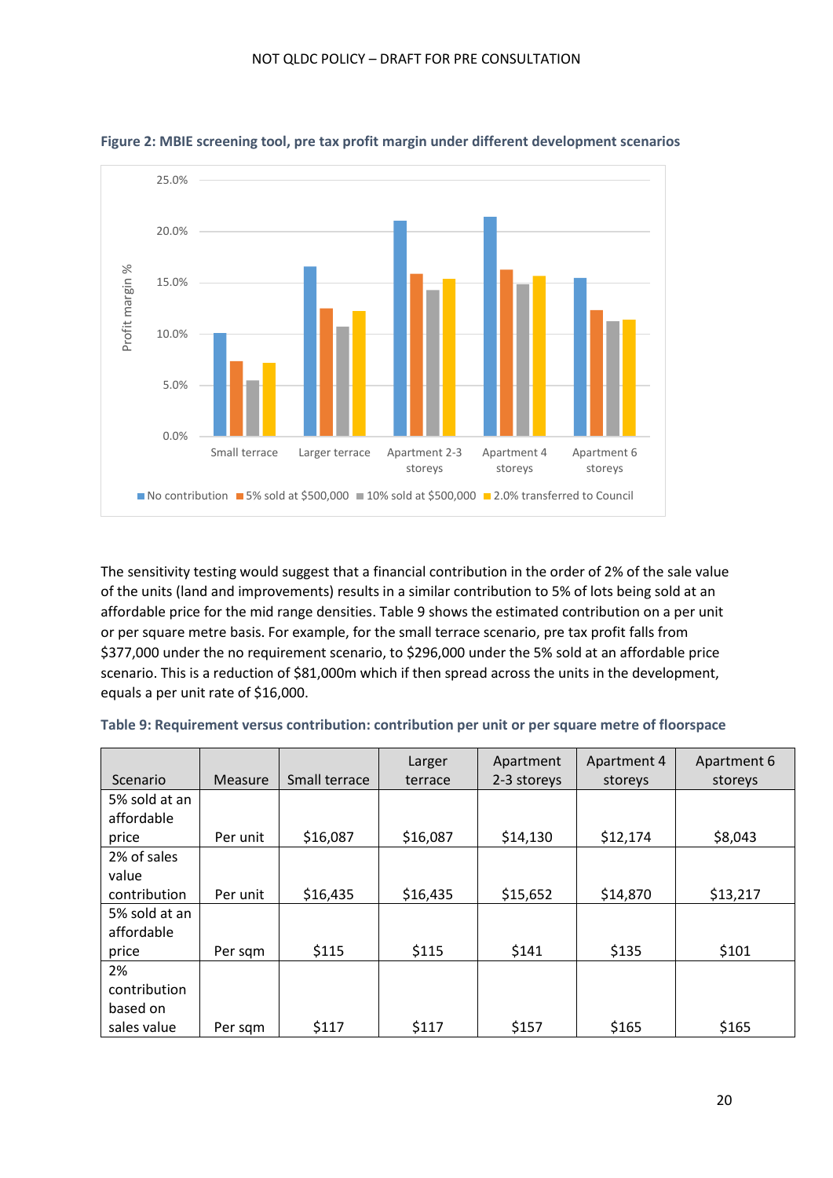**Figure 2: MBIE screening tool, pre tax profit margin under different development scenarios**

The sensitivity testing would suggest that a financial contribution in the order of 2% of the sale value of the units (land and improvements) results in a similar contribution to 5% of lots being sold at an affordable price for the mid range densities. Table 9 shows the estimated contribution on a per unit or per square metre basis. For example, for the small terrace scenario, pre tax profit falls from $377,000 under the no requirement scenario, to $296,000 under the 5% sold at an affordable price scenario. This is a reduction of $81,000m which if then spread across the units in the development, equals a per unit rate of $16,000.

**Table 9: Requirement versus contribution: contribution per unit or per square metre of floorspace**

| Scenario | Measure | Small terrace | Larger terrace | Apartment 2-3 storeys | Apartment 4 storeys | Apartment 6 storeys |
|---|---|---|---|---|---|---|
| 5% sold at an affordable price | Per unit | $16,087 | $16,087 | $14,130 | $12,174 | $8,043 |
| 2% of sales value contribution | Per unit | $16,435 | $16,435 | $15,652 | $14,870 | $13,217 |
| 5% sold at an affordable price | Per sqm | $115 | $115 | $141 | $135 | $101 |
| 2% contribution based on sales value | Per sqm | $117 | $117 | $157 | $165 | $165 |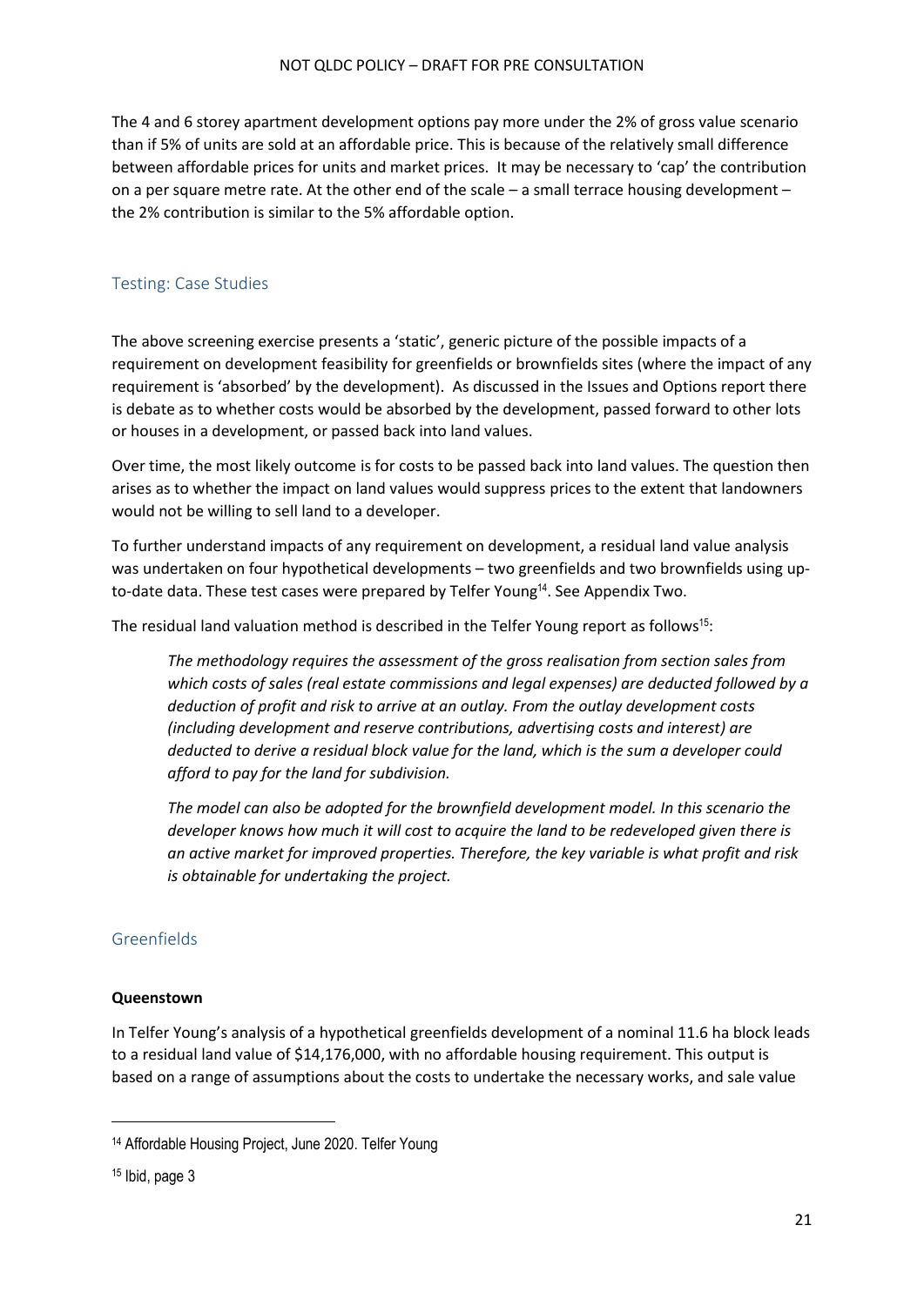The 4 and 6 storey apartment development options pay more under the 2% of gross value scenario than if 5% of units are sold at an affordable price. This is because of the relatively small difference between affordable prices for units and market prices. It may be necessary to 'cap' the contribution on a per square metre rate. At the other end of the scale – a small terrace housing development – the 2% contribution is similar to the 5% affordable option.

## Testing: Case Studies

The above screening exercise presents a 'static', generic picture of the possible impacts of a requirement on development feasibility for greenfields or brownfields sites (where the impact of any requirement is 'absorbed' by the development). As discussed in the Issues and Options report there is debate as to whether costs would be absorbed by the development, passed forward to other lots or houses in a development, or passed back into land values.

Over time, the most likely outcome is for costs to be passed back into land values. The question then arises as to whether the impact on land values would suppress prices to the extent that landowners would not be willing to sell land to a developer.

To further understand impacts of any requirement on development, a residual land value analysis was undertaken on four hypothetical developments – two greenfields and two brownfields using up-to-date data. These test cases were prepared by Telfer Young[14]. See Appendix Two.

The residual land valuation method is described in the Telfer Young report as follows[15]:

> *The methodology requires the assessment of the gross realisation from section sales from which costs of sales (real estate commissions and legal expenses) are deducted followed by a deduction of profit and risk to arrive at an outlay. From the outlay development costs (including development and reserve contributions, advertising costs and interest) are deducted to derive a residual block value for the land, which is the sum a developer could afford to pay for the land for subdivision.*
>
> *The model can also be adopted for the brownfield development model. In this scenario the developer knows how much it will cost to acquire the land to be redeveloped given there is an active market for improved properties. Therefore, the key variable is what profit and risk is obtainable for undertaking the project.*

## Greenfields

**Queenstown**

In Telfer Young's analysis of a hypothetical greenfields development of a nominal 11.6 ha block leads to a residual land value of $14,176,000, with no affordable housing requirement. This output is based on a range of assumptions about the costs to undertake the necessary works, and sale value

---

[14] Affordable Housing Project, June 2020. Telfer Young

[15] Ibid, page 3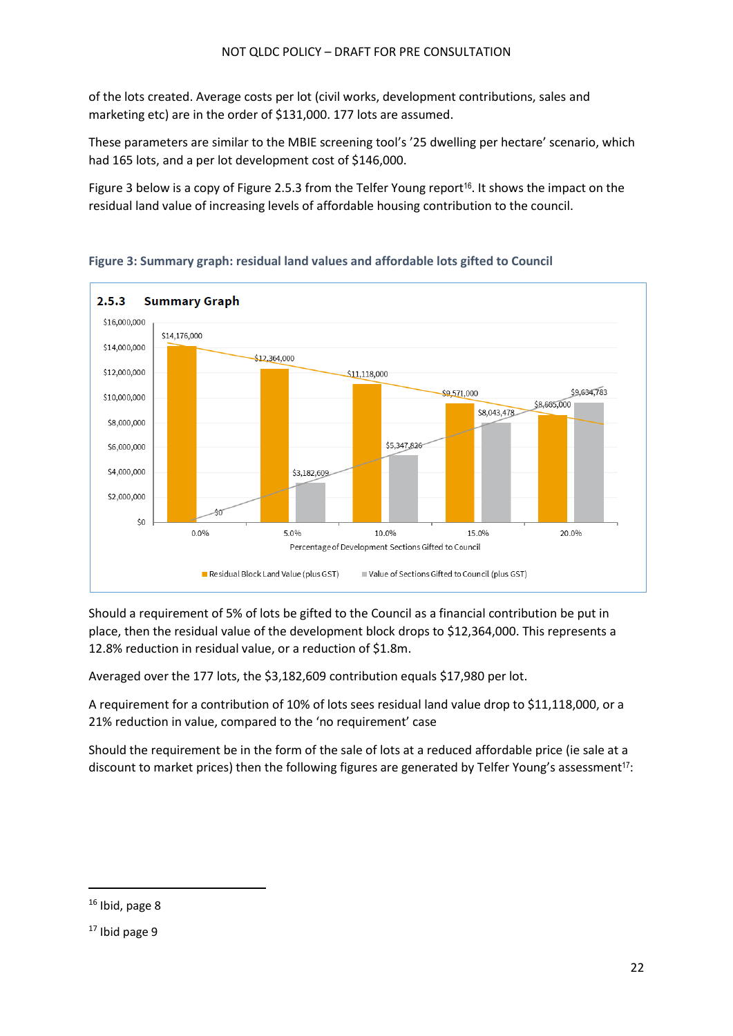of the lots created. Average costs per lot (civil works, development contributions, sales and marketing etc) are in the order of $131,000. 177 lots are assumed.

These parameters are similar to the MBIE screening tool's '25 dwelling per hectare' scenario, which had 165 lots, and a per lot development cost of $146,000.

Figure 3 below is a copy of Figure 2.5.3 from the Telfer Young report[16]. It shows the impact on the residual land value of increasing levels of affordable housing contribution to the council.

**Figure 3: Summary graph: residual land values and affordable lots gifted to Council**

**2.5.3 Summary Graph**

| Percentage of Development Sections Gifted to Council | Residual Block Land Value (plus GST) | Value of Sections Gifted to Council (plus GST) |
|---|---|---|
| 0.0% | $14,176,000 | $0 |
| 5.0% | $12,364,000 | $3,182,609 |
| 10.0% | $11,118,000 | $5,347,826 |
| 15.0% | $9,571,000 | $8,043,478 |
| 20.0% | $8,605,000 | $9,634,783 |

Should a requirement of 5% of lots be gifted to the Council as a financial contribution be put in place, then the residual value of the development block drops to $12,364,000. This represents a 12.8% reduction in residual value, or a reduction of $1.8m.

Averaged over the 177 lots, the $3,182,609 contribution equals $17,980 per lot.

A requirement for a contribution of 10% of lots sees residual land value drop to $11,118,000, or a 21% reduction in value, compared to the 'no requirement' case

Should the requirement be in the form of the sale of lots at a reduced affordable price (ie sale at a discount to market prices) then the following figures are generated by Telfer Young's assessment[17]:

---

[16] Ibid, page 8

[17] Ibid page 9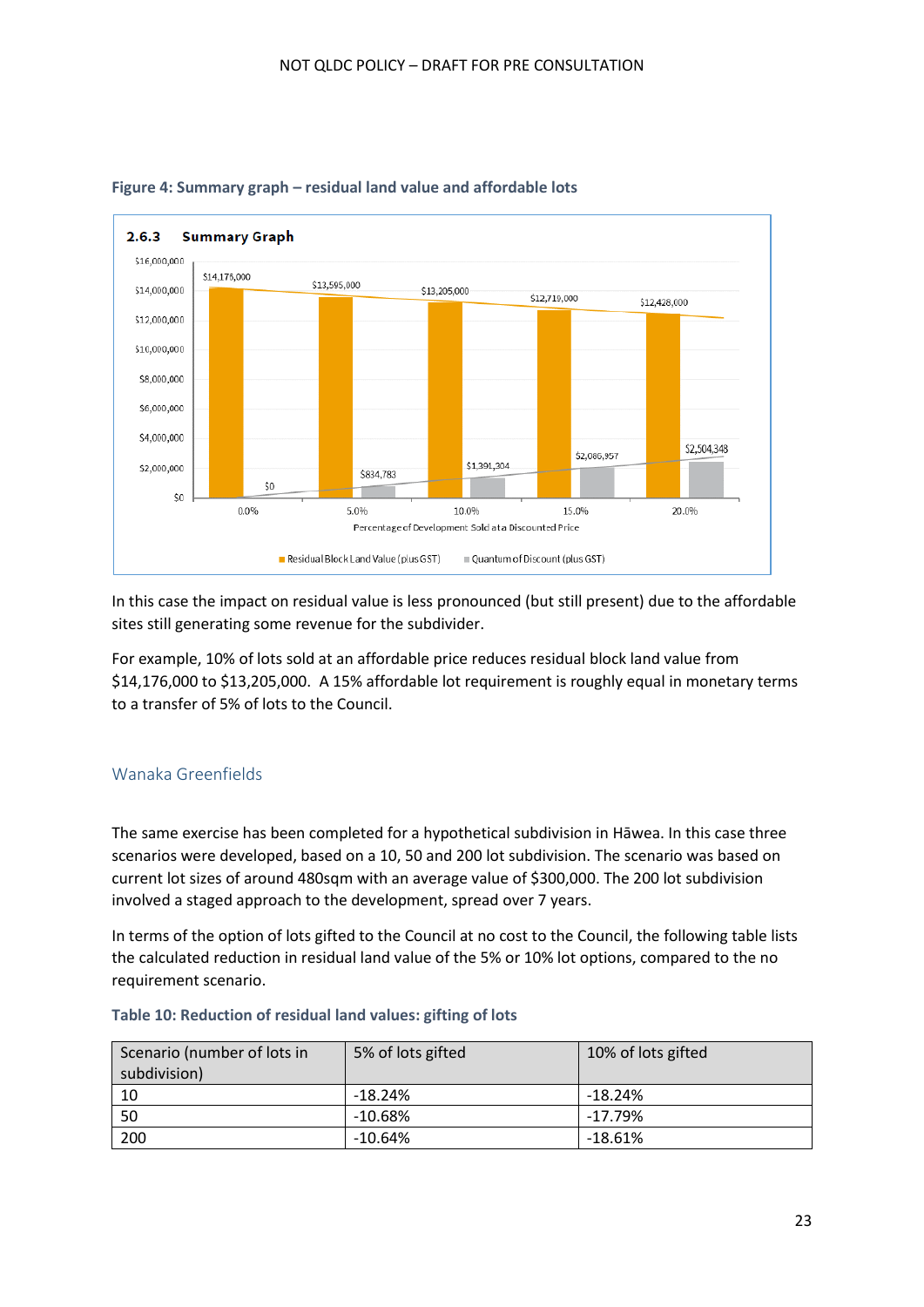**Figure 4: Summary graph – residual land value and affordable lots**

In this case the impact on residual value is less pronounced (but still present) due to the affordable sites still generating some revenue for the subdivider.

For example, 10% of lots sold at an affordable price reduces residual block land value from $14,176,000 to $13,205,000. A 15% affordable lot requirement is roughly equal in monetary terms to a transfer of 5% of lots to the Council.

## Wanaka Greenfields

The same exercise has been completed for a hypothetical subdivision in Hāwea. In this case three scenarios were developed, based on a 10, 50 and 200 lot subdivision. The scenario was based on current lot sizes of around 480sqm with an average value of $300,000. The 200 lot subdivision involved a staged approach to the development, spread over 7 years.

In terms of the option of lots gifted to the Council at no cost to the Council, the following table lists the calculated reduction in residual land value of the 5% or 10% lot options, compared to the no requirement scenario.

**Table 10: Reduction of residual land values: gifting of lots**

| Scenario (number of lots in subdivision) | 5% of lots gifted | 10% of lots gifted |
|---|---|---|
| 10 | -18.24% | -18.24% |
| 50 | -10.68% | -17.79% |
| 200 | -10.64% | -18.61% |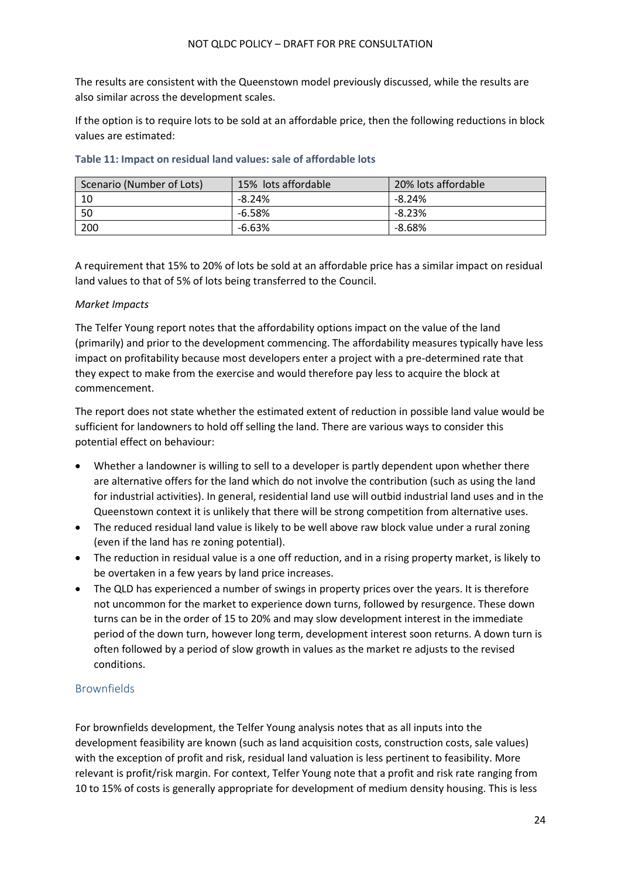The results are consistent with the Queenstown model previously discussed, while the results are also similar across the development scales.

If the option is to require lots to be sold at an affordable price, then the following reductions in block values are estimated:

**Table 11: Impact on residual land values: sale of affordable lots**

| Scenario (Number of Lots) | 15% lots affordable | 20% lots affordable |
|---|---|---|
| 10 | -8.24% | -8.24% |
| 50 | -6.58% | -8.23% |
| 200 | -6.63% | -8.68% |

A requirement that 15% to 20% of lots be sold at an affordable price has a similar impact on residual land values to that of 5% of lots being transferred to the Council.

*Market Impacts*

The Telfer Young report notes that the affordability options impact on the value of the land (primarily) and prior to the development commencing. The affordability measures typically have less impact on profitability because most developers enter a project with a pre-determined rate that they expect to make from the exercise and would therefore pay less to acquire the block at commencement.

The report does not state whether the estimated extent of reduction in possible land value would be sufficient for landowners to hold off selling the land. There are various ways to consider this potential effect on behaviour:

- Whether a landowner is willing to sell to a developer is partly dependent upon whether there are alternative offers for the land which do not involve the contribution (such as using the land for industrial activities). In general, residential land use will outbid industrial land uses and in the Queenstown context it is unlikely that there will be strong competition from alternative uses.
- The reduced residual land value is likely to be well above raw block value under a rural zoning (even if the land has re zoning potential).
- The reduction in residual value is a one off reduction, and in a rising property market, is likely to be overtaken in a few years by land price increases.
- The QLD has experienced a number of swings in property prices over the years. It is therefore not uncommon for the market to experience down turns, followed by resurgence. These down turns can be in the order of 15 to 20% and may slow development interest in the immediate period of the down turn, however long term, development interest soon returns. A down turn is often followed by a period of slow growth in values as the market re adjusts to the revised conditions.

## Brownfields

For brownfields development, the Telfer Young analysis notes that as all inputs into the development feasibility are known (such as land acquisition costs, construction costs, sale values) with the exception of profit and risk, residual land valuation is less pertinent to feasibility. More relevant is profit/risk margin. For context, Telfer Young note that a profit and risk rate ranging from 10 to 15% of costs is generally appropriate for development of medium density housing. This is less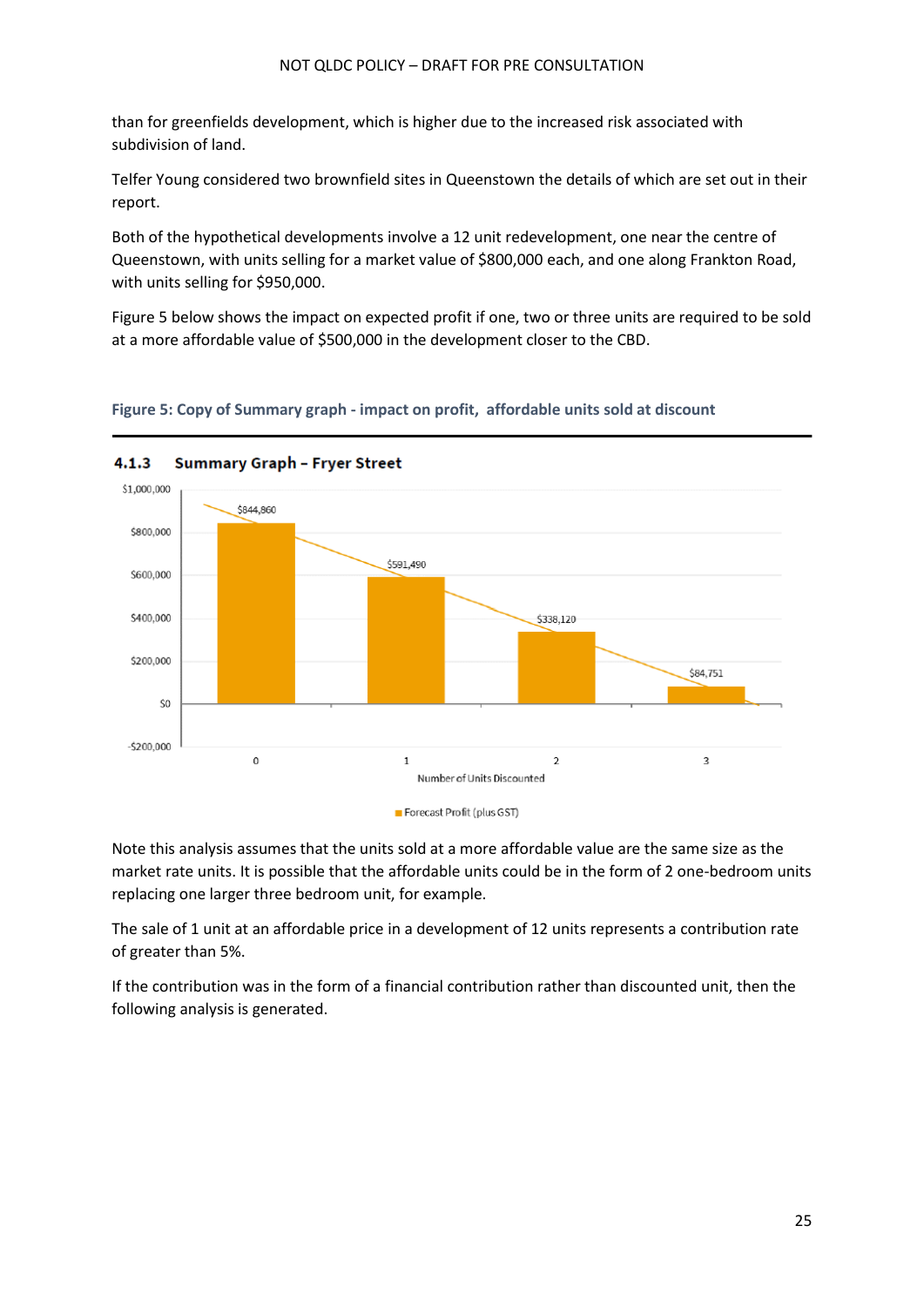than for greenfields development, which is higher due to the increased risk associated with subdivision of land.

Telfer Young considered two brownfield sites in Queenstown the details of which are set out in their report.

Both of the hypothetical developments involve a 12 unit redevelopment, one near the centre of Queenstown, with units selling for a market value of $800,000 each, and one along Frankton Road, with units selling for $950,000.

Figure 5 below shows the impact on expected profit if one, two or three units are required to be sold at a more affordable value of $500,000 in the development closer to the CBD.

**Figure 5: Copy of Summary graph - impact on profit, affordable units sold at discount**

**4.1.3 Summary Graph – Fryer Street**

| Number of Units Discounted | Forecast Profit (plus GST) |
|---|---|
| 0 | $844,860 |
| 1 | $591,490 |
| 2 | $338,120 |
| 3 | $84,751 |

Note this analysis assumes that the units sold at a more affordable value are the same size as the market rate units. It is possible that the affordable units could be in the form of 2 one-bedroom units replacing one larger three bedroom unit, for example.

The sale of 1 unit at an affordable price in a development of 12 units represents a contribution rate of greater than 5%.

If the contribution was in the form of a financial contribution rather than discounted unit, then the following analysis is generated.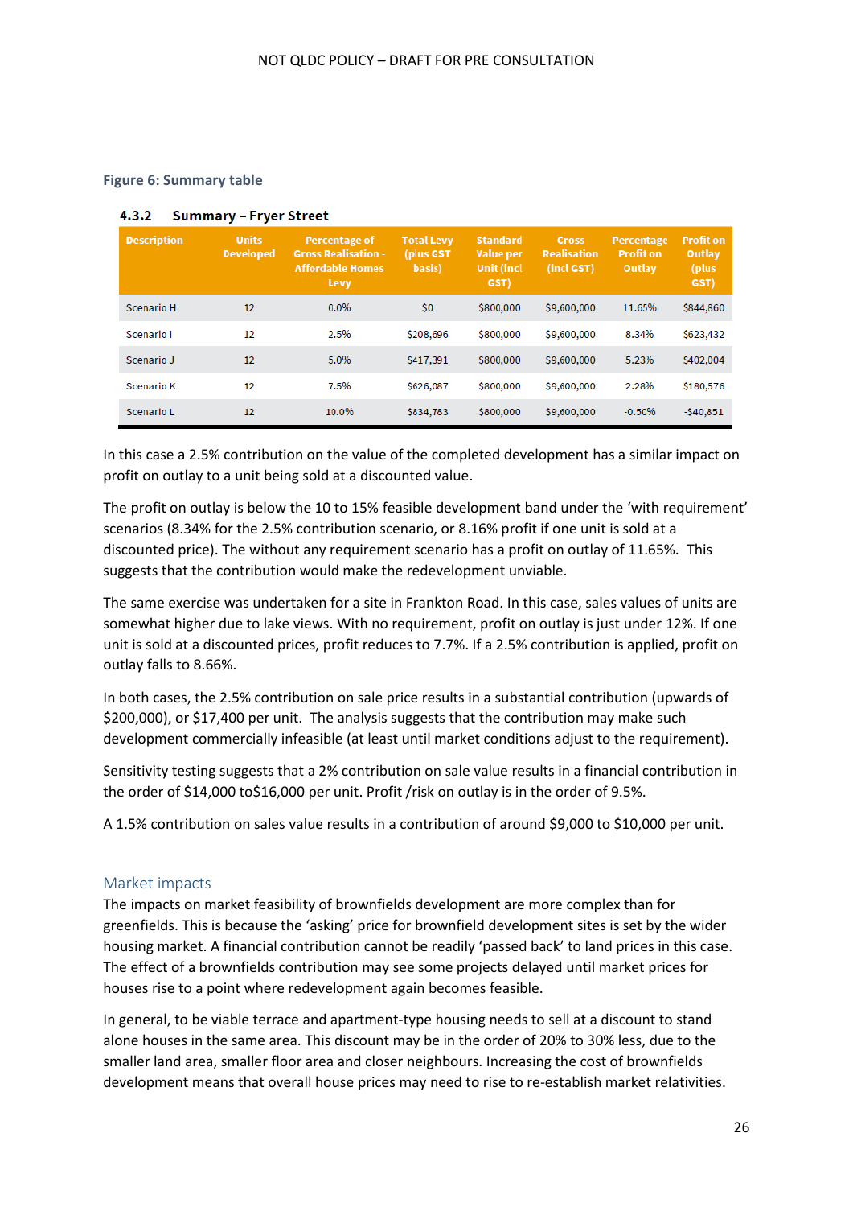**Figure 6: Summary table**

### 4.3.2 Summary – Fryer Street

| Description | Units Developed | Percentage of Gross Realisation - Affordable Homes Levy | Total Levy (plus GST basis) | Standard Value per Unit (incl GST) | Gross Realisation (incl GST) | Percentage Profit on Outlay | Profit on Outlay (plus GST) |
|---|---|---|---|---|---|---|---|
| Scenario H | 12 | 0.0% | $0 | $800,000 | $9,600,000 | 11.65% | $844,860 |
| Scenario I | 12 | 2.5% | $208,696 | $800,000 | $9,600,000 | 8.34% | $623,432 |
| Scenario J | 12 | 5.0% | $417,391 | $800,000 | $9,600,000 | 5.23% | $402,004 |
| Scenario K | 12 | 7.5% | $626,087 | $800,000 | $9,600,000 | 2.28% | $180,576 |
| Scenario L | 12 | 10.0% | $834,783 | $800,000 | $9,600,000 | -0.50% | -$40,851 |

In this case a 2.5% contribution on the value of the completed development has a similar impact on profit on outlay to a unit being sold at a discounted value.

The profit on outlay is below the 10 to 15% feasible development band under the 'with requirement' scenarios (8.34% for the 2.5% contribution scenario, or 8.16% profit if one unit is sold at a discounted price). The without any requirement scenario has a profit on outlay of 11.65%. This suggests that the contribution would make the redevelopment unviable.

The same exercise was undertaken for a site in Frankton Road. In this case, sales values of units are somewhat higher due to lake views. With no requirement, profit on outlay is just under 12%. If one unit is sold at a discounted prices, profit reduces to 7.7%. If a 2.5% contribution is applied, profit on outlay falls to 8.66%.

In both cases, the 2.5% contribution on sale price results in a substantial contribution (upwards of $200,000), or $17,400 per unit. The analysis suggests that the contribution may make such development commercially infeasible (at least until market conditions adjust to the requirement).

Sensitivity testing suggests that a 2% contribution on sale value results in a financial contribution in the order of $14,000 to$16,000 per unit. Profit /risk on outlay is in the order of 9.5%.

A 1.5% contribution on sales value results in a contribution of around $9,000 to $10,000 per unit.

## Market impacts

The impacts on market feasibility of brownfields development are more complex than for greenfields. This is because the 'asking' price for brownfield development sites is set by the wider housing market. A financial contribution cannot be readily 'passed back' to land prices in this case. The effect of a brownfields contribution may see some projects delayed until market prices for houses rise to a point where redevelopment again becomes feasible.

In general, to be viable terrace and apartment-type housing needs to sell at a discount to stand alone houses in the same area. This discount may be in the order of 20% to 30% less, due to the smaller land area, smaller floor area and closer neighbours. Increasing the cost of brownfields development means that overall house prices may need to rise to re-establish market relativities.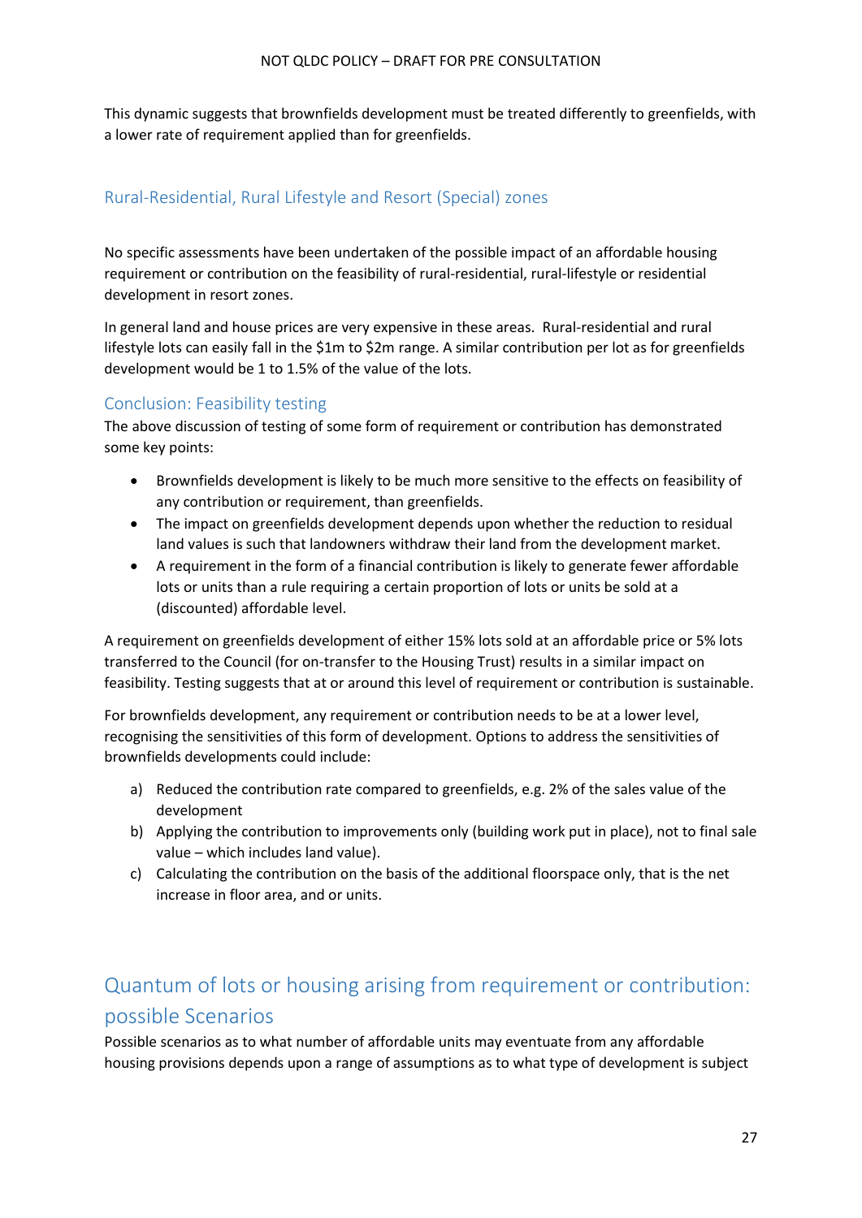This dynamic suggests that brownfields development must be treated differently to greenfields, with a lower rate of requirement applied than for greenfields.

### Rural-Residential, Rural Lifestyle and Resort (Special) zones

No specific assessments have been undertaken of the possible impact of an affordable housing requirement or contribution on the feasibility of rural-residential, rural-lifestyle or residential development in resort zones.

In general land and house prices are very expensive in these areas. Rural-residential and rural lifestyle lots can easily fall in the $1m to $2m range. A similar contribution per lot as for greenfields development would be 1 to 1.5% of the value of the lots.

### Conclusion: Feasibility testing

The above discussion of testing of some form of requirement or contribution has demonstrated some key points:

- Brownfields development is likely to be much more sensitive to the effects on feasibility of any contribution or requirement, than greenfields.
- The impact on greenfields development depends upon whether the reduction to residual land values is such that landowners withdraw their land from the development market.
- A requirement in the form of a financial contribution is likely to generate fewer affordable lots or units than a rule requiring a certain proportion of lots or units be sold at a (discounted) affordable level.

A requirement on greenfields development of either 15% lots sold at an affordable price or 5% lots transferred to the Council (for on-transfer to the Housing Trust) results in a similar impact on feasibility. Testing suggests that at or around this level of requirement or contribution is sustainable.

For brownfields development, any requirement or contribution needs to be at a lower level, recognising the sensitivities of this form of development. Options to address the sensitivities of brownfields developments could include:

a) Reduced the contribution rate compared to greenfields, e.g. 2% of the sales value of the development
b) Applying the contribution to improvements only (building work put in place), not to final sale value – which includes land value).
c) Calculating the contribution on the basis of the additional floorspace only, that is the net increase in floor area, and or units.

## Quantum of lots or housing arising from requirement or contribution: possible Scenarios

Possible scenarios as to what number of affordable units may eventuate from any affordable housing provisions depends upon a range of assumptions as to what type of development is subject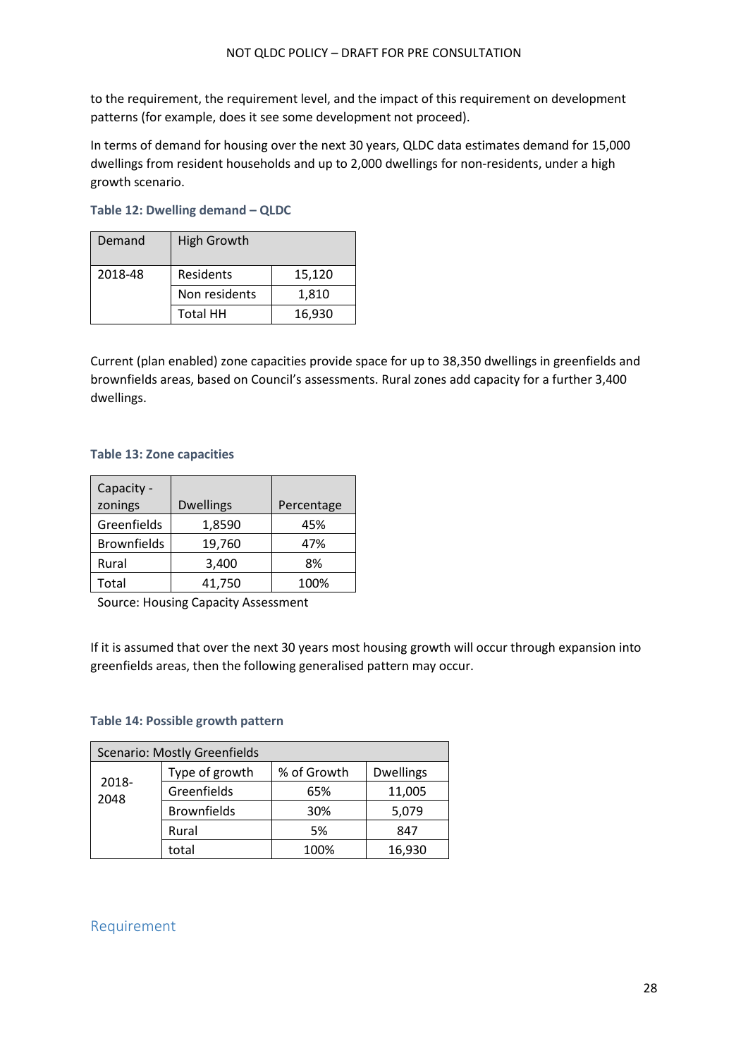to the requirement, the requirement level, and the impact of this requirement on development patterns (for example, does it see some development not proceed).

In terms of demand for housing over the next 30 years, QLDC data estimates demand for 15,000 dwellings from resident households and up to 2,000 dwellings for non-residents, under a high growth scenario.

**Table 12: Dwelling demand – QLDC**

| Demand | High Growth | |
|---|---|---|
| 2018-48 | Residents | 15,120 |
| | Non residents | 1,810 |
| | Total HH | 16,930 |

Current (plan enabled) zone capacities provide space for up to 38,350 dwellings in greenfields and brownfields areas, based on Council's assessments. Rural zones add capacity for a further 3,400 dwellings.

**Table 13: Zone capacities**

| Capacity - zonings | Dwellings | Percentage |
|---|---|---|
| Greenfields | 1,8590 | 45% |
| Brownfields | 19,760 | 47% |
| Rural | 3,400 | 8% |
| Total | 41,750 | 100% |

Source: Housing Capacity Assessment

If it is assumed that over the next 30 years most housing growth will occur through expansion into greenfields areas, then the following generalised pattern may occur.

**Table 14: Possible growth pattern**

| Scenario: Mostly Greenfields | | | |
|---|---|---|---|
| 2018-2048 | Type of growth | % of Growth | Dwellings |
| | Greenfields | 65% | 11,005 |
| | Brownfields | 30% | 5,079 |
| | Rural | 5% | 847 |
| | total | 100% | 16,930 |

## Requirement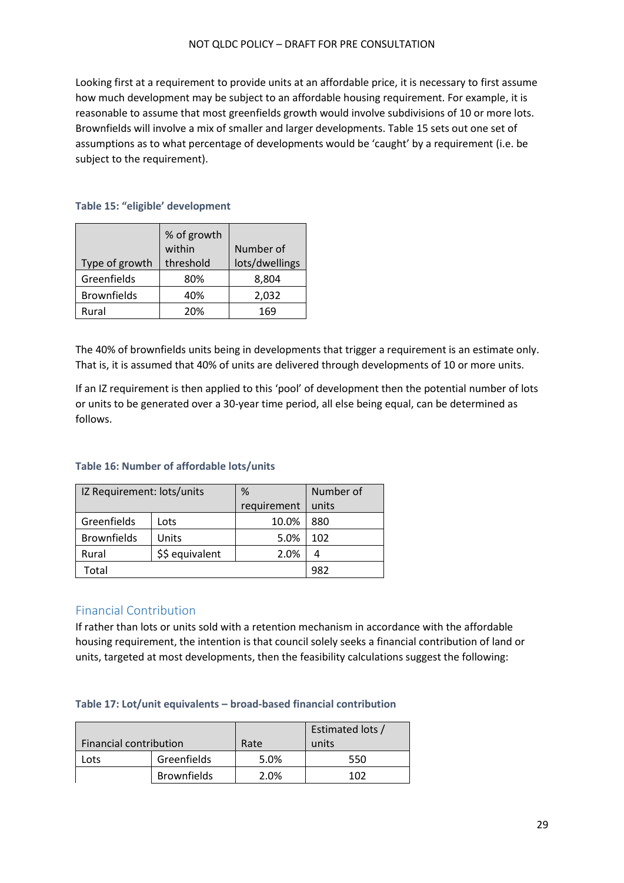Looking first at a requirement to provide units at an affordable price, it is necessary to first assume how much development may be subject to an affordable housing requirement. For example, it is reasonable to assume that most greenfields growth would involve subdivisions of 10 or more lots. Brownfields will involve a mix of smaller and larger developments. Table 15 sets out one set of assumptions as to what percentage of developments would be 'caught' by a requirement (i.e. be subject to the requirement).

**Table 15: "eligible' development**

| Type of growth | % of growth within threshold | Number of lots/dwellings |
|---|---|---|
| Greenfields | 80% | 8,804 |
| Brownfields | 40% | 2,032 |
| Rural | 20% | 169 |

The 40% of brownfields units being in developments that trigger a requirement is an estimate only. That is, it is assumed that 40% of units are delivered through developments of 10 or more units.

If an IZ requirement is then applied to this 'pool' of development then the potential number of lots or units to be generated over a 30-year time period, all else being equal, can be determined as follows.

**Table 16: Number of affordable lots/units**

| IZ Requirement: lots/units | | % requirement | Number of units |
|---|---|---|---|
| Greenfields | Lots | 10.0% | 880 |
| Brownfields | Units | 5.0% | 102 |
| Rural | $$ equivalent | 2.0% | 4 |
| Total | | | 982 |

## Financial Contribution

If rather than lots or units sold with a retention mechanism in accordance with the affordable housing requirement, the intention is that council solely seeks a financial contribution of land or units, targeted at most developments, then the feasibility calculations suggest the following:

**Table 17: Lot/unit equivalents – broad-based financial contribution**

| Financial contribution | | Rate | Estimated lots / units |
|---|---|---|---|
| Lots | Greenfields | 5.0% | 550 |
| | Brownfields | 2.0% | 102 |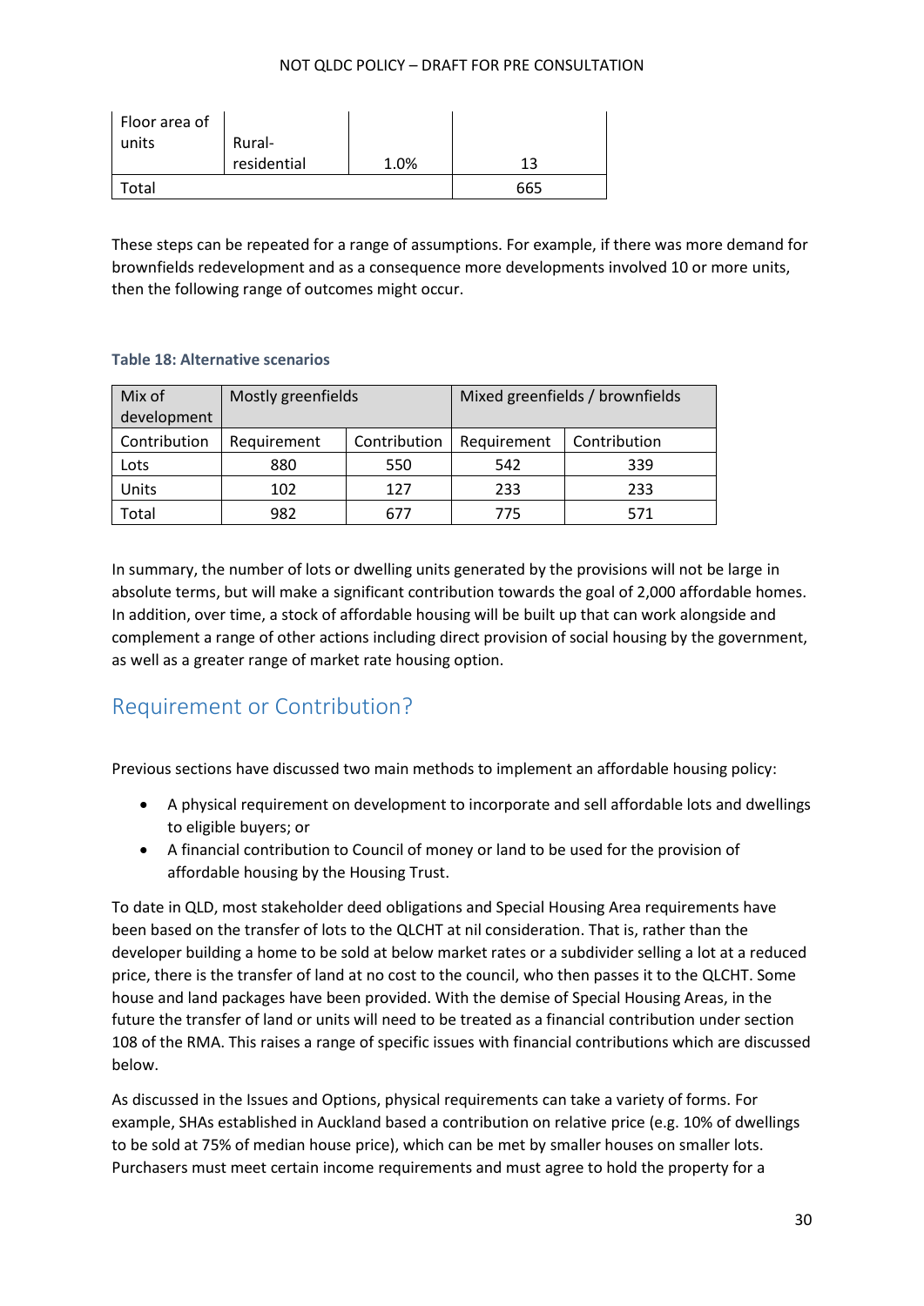| Floor area of units | Rural-residential | 1.0% | 13 |
|---|---|---|---|
| Total | | | 665 |

These steps can be repeated for a range of assumptions. For example, if there was more demand for brownfields redevelopment and as a consequence more developments involved 10 or more units, then the following range of outcomes might occur.

**Table 18: Alternative scenarios**

| Mix of development | Mostly greenfields | | Mixed greenfields / brownfields | |
|---|---|---|---|---|
| Contribution | Requirement | Contribution | Requirement | Contribution |
| Lots | 880 | 550 | 542 | 339 |
| Units | 102 | 127 | 233 | 233 |
| Total | 982 | 677 | 775 | 571 |

In summary, the number of lots or dwelling units generated by the provisions will not be large in absolute terms, but will make a significant contribution towards the goal of 2,000 affordable homes. In addition, over time, a stock of affordable housing will be built up that can work alongside and complement a range of other actions including direct provision of social housing by the government, as well as a greater range of market rate housing option.

## Requirement or Contribution?

Previous sections have discussed two main methods to implement an affordable housing policy:

- A physical requirement on development to incorporate and sell affordable lots and dwellings to eligible buyers; or
- A financial contribution to Council of money or land to be used for the provision of affordable housing by the Housing Trust.

To date in QLD, most stakeholder deed obligations and Special Housing Area requirements have been based on the transfer of lots to the QLCHT at nil consideration. That is, rather than the developer building a home to be sold at below market rates or a subdivider selling a lot at a reduced price, there is the transfer of land at no cost to the council, who then passes it to the QLCHT. Some house and land packages have been provided. With the demise of Special Housing Areas, in the future the transfer of land or units will need to be treated as a financial contribution under section 108 of the RMA. This raises a range of specific issues with financial contributions which are discussed below.

As discussed in the Issues and Options, physical requirements can take a variety of forms. For example, SHAs established in Auckland based a contribution on relative price (e.g. 10% of dwellings to be sold at 75% of median house price), which can be met by smaller houses on smaller lots. Purchasers must meet certain income requirements and must agree to hold the property for a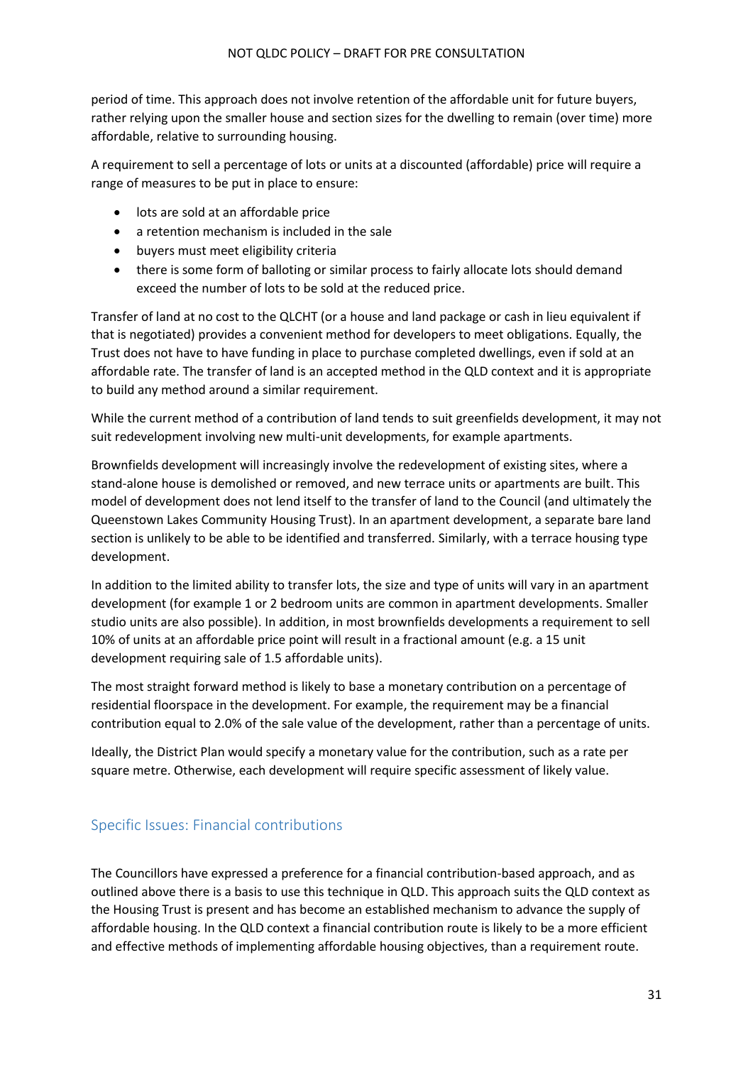period of time. This approach does not involve retention of the affordable unit for future buyers, rather relying upon the smaller house and section sizes for the dwelling to remain (over time) more affordable, relative to surrounding housing.

A requirement to sell a percentage of lots or units at a discounted (affordable) price will require a range of measures to be put in place to ensure:

- lots are sold at an affordable price
- a retention mechanism is included in the sale
- buyers must meet eligibility criteria
- there is some form of balloting or similar process to fairly allocate lots should demand exceed the number of lots to be sold at the reduced price.

Transfer of land at no cost to the QLCHT (or a house and land package or cash in lieu equivalent if that is negotiated) provides a convenient method for developers to meet obligations. Equally, the Trust does not have to have funding in place to purchase completed dwellings, even if sold at an affordable rate. The transfer of land is an accepted method in the QLD context and it is appropriate to build any method around a similar requirement.

While the current method of a contribution of land tends to suit greenfields development, it may not suit redevelopment involving new multi-unit developments, for example apartments.

Brownfields development will increasingly involve the redevelopment of existing sites, where a stand-alone house is demolished or removed, and new terrace units or apartments are built. This model of development does not lend itself to the transfer of land to the Council (and ultimately the Queenstown Lakes Community Housing Trust). In an apartment development, a separate bare land section is unlikely to be able to be identified and transferred. Similarly, with a terrace housing type development.

In addition to the limited ability to transfer lots, the size and type of units will vary in an apartment development (for example 1 or 2 bedroom units are common in apartment developments. Smaller studio units are also possible). In addition, in most brownfields developments a requirement to sell 10% of units at an affordable price point will result in a fractional amount (e.g. a 15 unit development requiring sale of 1.5 affordable units).

The most straight forward method is likely to base a monetary contribution on a percentage of residential floorspace in the development. For example, the requirement may be a financial contribution equal to 2.0% of the sale value of the development, rather than a percentage of units.

Ideally, the District Plan would specify a monetary value for the contribution, such as a rate per square metre. Otherwise, each development will require specific assessment of likely value.

## Specific Issues: Financial contributions

The Councillors have expressed a preference for a financial contribution-based approach, and as outlined above there is a basis to use this technique in QLD. This approach suits the QLD context as the Housing Trust is present and has become an established mechanism to advance the supply of affordable housing. In the QLD context a financial contribution route is likely to be a more efficient and effective methods of implementing affordable housing objectives, than a requirement route.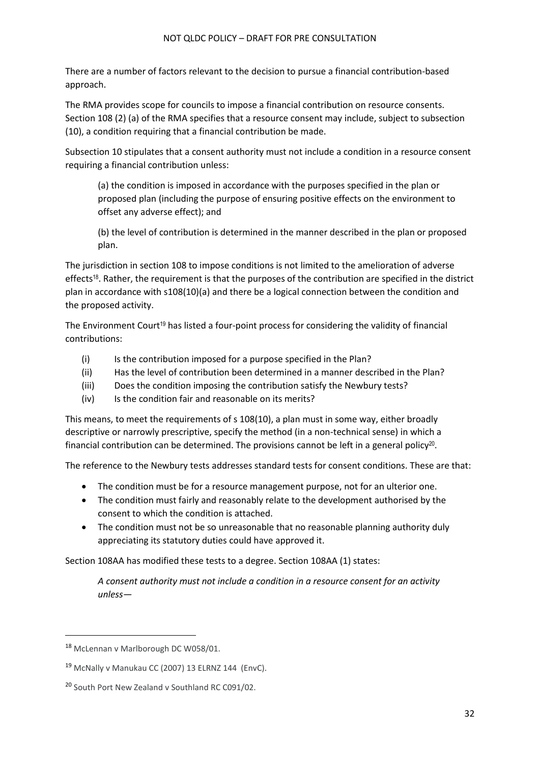There are a number of factors relevant to the decision to pursue a financial contribution-based approach.

The RMA provides scope for councils to impose a financial contribution on resource consents. Section 108 (2) (a) of the RMA specifies that a resource consent may include, subject to subsection (10), a condition requiring that a financial contribution be made.

Subsection 10 stipulates that a consent authority must not include a condition in a resource consent requiring a financial contribution unless:

> (a) the condition is imposed in accordance with the purposes specified in the plan or proposed plan (including the purpose of ensuring positive effects on the environment to offset any adverse effect); and
>
> (b) the level of contribution is determined in the manner described in the plan or proposed plan.

The jurisdiction in section 108 to impose conditions is not limited to the amelioration of adverse effects[18]. Rather, the requirement is that the purposes of the contribution are specified in the district plan in accordance with s108(10)(a) and there be a logical connection between the condition and the proposed activity.

The Environment Court[19] has listed a four-point process for considering the validity of financial contributions:

(i) Is the contribution imposed for a purpose specified in the Plan?
(ii) Has the level of contribution been determined in a manner described in the Plan?
(iii) Does the condition imposing the contribution satisfy the Newbury tests?
(iv) Is the condition fair and reasonable on its merits?

This means, to meet the requirements of s 108(10), a plan must in some way, either broadly descriptive or narrowly prescriptive, specify the method (in a non-technical sense) in which a financial contribution can be determined. The provisions cannot be left in a general policy[20].

The reference to the Newbury tests addresses standard tests for consent conditions. These are that:

- The condition must be for a resource management purpose, not for an ulterior one.
- The condition must fairly and reasonably relate to the development authorised by the consent to which the condition is attached.
- The condition must not be so unreasonable that no reasonable planning authority duly appreciating its statutory duties could have approved it.

Section 108AA has modified these tests to a degree. Section 108AA (1) states:

> *A consent authority must not include a condition in a resource consent for an activity unless—*

---

[18] McLennan v Marlborough DC W058/01.

[19] McNally v Manukau CC (2007) 13 ELRNZ 144 (EnvC).

[20] South Port New Zealand v Southland RC C091/02.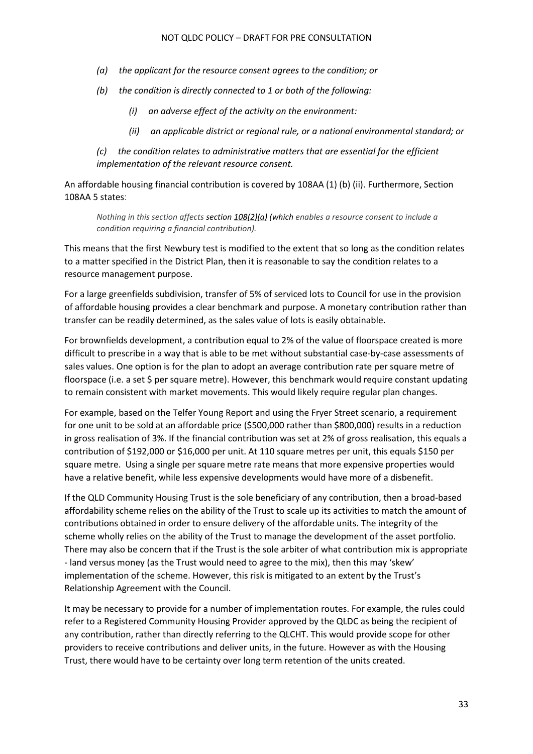*(a) the applicant for the resource consent agrees to the condition; or*

*(b) the condition is directly connected to 1 or both of the following:*

*(i) an adverse effect of the activity on the environment:*

*(ii) an applicable district or regional rule, or a national environmental standard; or*

*(c) the condition relates to administrative matters that are essential for the efficient implementation of the relevant resource consent.*

An affordable housing financial contribution is covered by 108AA (1) (b) (ii). Furthermore, Section 108AA 5 states:

> *Nothing in this section affects **section** 108(2)(a) **(which** enables a resource consent to include a condition requiring a financial contribution).*

This means that the first Newbury test is modified to the extent that so long as the condition relates to a matter specified in the District Plan, then it is reasonable to say the condition relates to a resource management purpose.

For a large greenfields subdivision, transfer of 5% of serviced lots to Council for use in the provision of affordable housing provides a clear benchmark and purpose. A monetary contribution rather than transfer can be readily determined, as the sales value of lots is easily obtainable.

For brownfields development, a contribution equal to 2% of the value of floorspace created is more difficult to prescribe in a way that is able to be met without substantial case-by-case assessments of sales values. One option is for the plan to adopt an average contribution rate per square metre of floorspace (i.e. a set $ per square metre). However, this benchmark would require constant updating to remain consistent with market movements. This would likely require regular plan changes.

For example, based on the Telfer Young Report and using the Fryer Street scenario, a requirement for one unit to be sold at an affordable price ($500,000 rather than $800,000) results in a reduction in gross realisation of 3%. If the financial contribution was set at 2% of gross realisation, this equals a contribution of $192,000 or $16,000 per unit. At 110 square metres per unit, this equals $150 per square metre. Using a single per square metre rate means that more expensive properties would have a relative benefit, while less expensive developments would have more of a disbenefit.

If the QLD Community Housing Trust is the sole beneficiary of any contribution, then a broad-based affordability scheme relies on the ability of the Trust to scale up its activities to match the amount of contributions obtained in order to ensure delivery of the affordable units. The integrity of the scheme wholly relies on the ability of the Trust to manage the development of the asset portfolio. There may also be concern that if the Trust is the sole arbiter of what contribution mix is appropriate - land versus money (as the Trust would need to agree to the mix), then this may 'skew' implementation of the scheme. However, this risk is mitigated to an extent by the Trust's Relationship Agreement with the Council.

It may be necessary to provide for a number of implementation routes. For example, the rules could refer to a Registered Community Housing Provider approved by the QLDC as being the recipient of any contribution, rather than directly referring to the QLCHT. This would provide scope for other providers to receive contributions and deliver units, in the future. However as with the Housing Trust, there would have to be certainty over long term retention of the units created.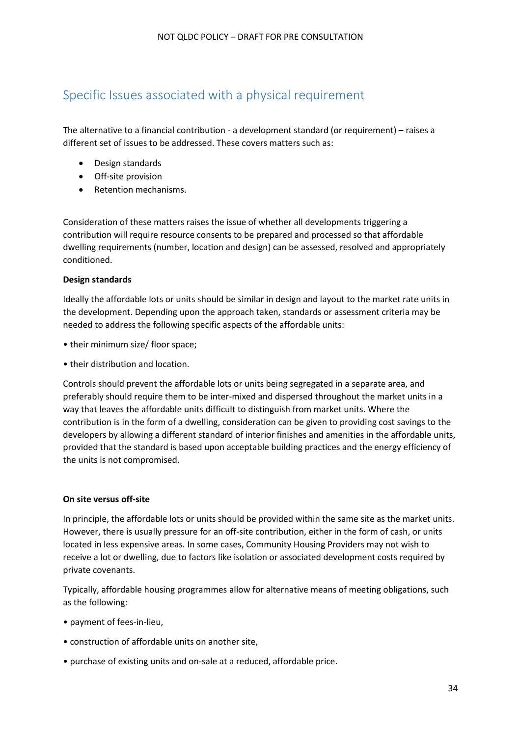## Specific Issues associated with a physical requirement

The alternative to a financial contribution - a development standard (or requirement) – raises a different set of issues to be addressed. These covers matters such as:

- Design standards
- Off-site provision
- Retention mechanisms.

Consideration of these matters raises the issue of whether all developments triggering a contribution will require resource consents to be prepared and processed so that affordable dwelling requirements (number, location and design) can be assessed, resolved and appropriately conditioned.

**Design standards**

Ideally the affordable lots or units should be similar in design and layout to the market rate units in the development. Depending upon the approach taken, standards or assessment criteria may be needed to address the following specific aspects of the affordable units:

- their minimum size/ floor space;
- their distribution and location.

Controls should prevent the affordable lots or units being segregated in a separate area, and preferably should require them to be inter-mixed and dispersed throughout the market units in a way that leaves the affordable units difficult to distinguish from market units. Where the contribution is in the form of a dwelling, consideration can be given to providing cost savings to the developers by allowing a different standard of interior finishes and amenities in the affordable units, provided that the standard is based upon acceptable building practices and the energy efficiency of the units is not compromised.

**On site versus off-site**

In principle, the affordable lots or units should be provided within the same site as the market units. However, there is usually pressure for an off-site contribution, either in the form of cash, or units located in less expensive areas. In some cases, Community Housing Providers may not wish to receive a lot or dwelling, due to factors like isolation or associated development costs required by private covenants.

Typically, affordable housing programmes allow for alternative means of meeting obligations, such as the following:

- payment of fees-in-lieu,
- construction of affordable units on another site,
- purchase of existing units and on-sale at a reduced, affordable price.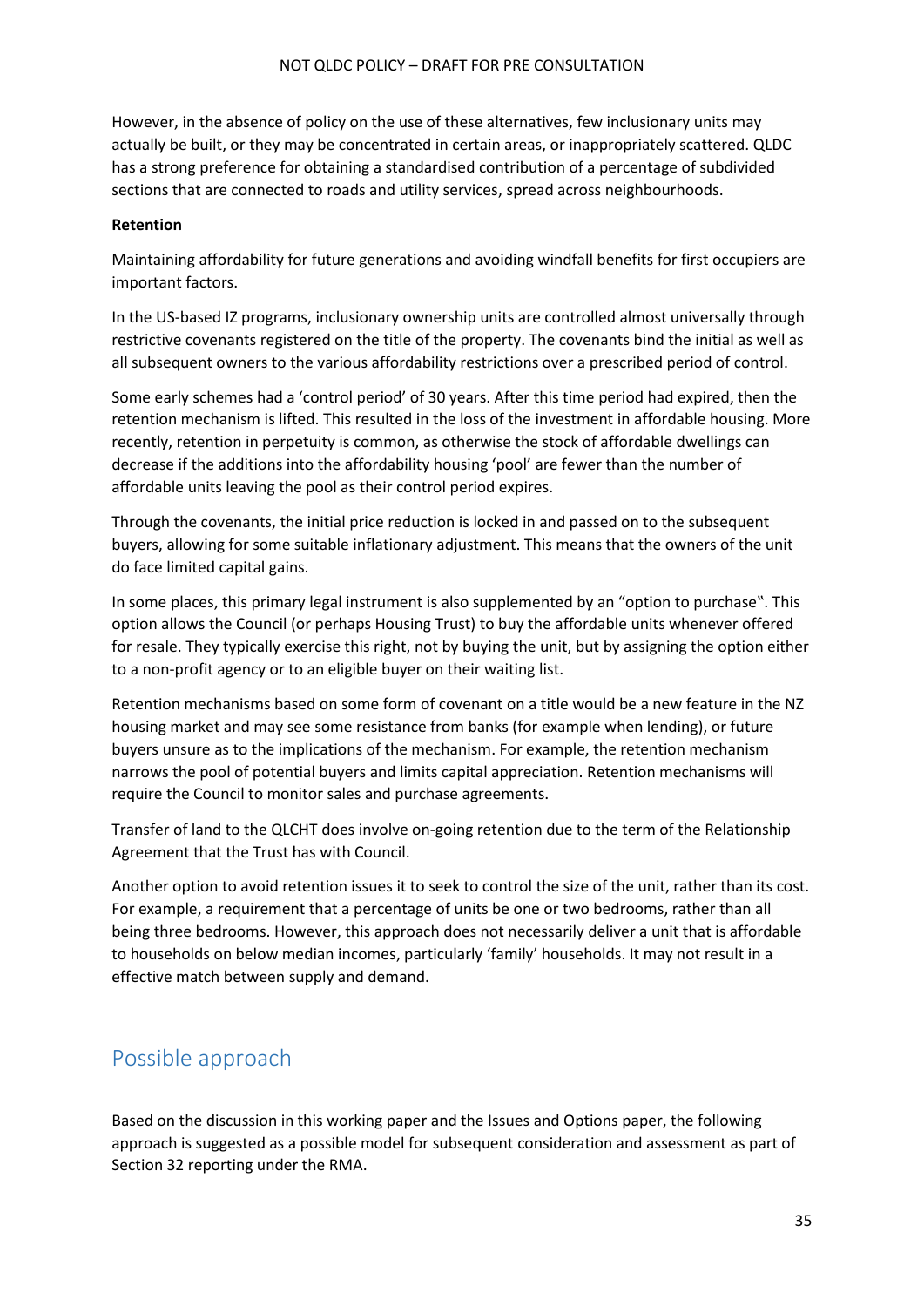However, in the absence of policy on the use of these alternatives, few inclusionary units may actually be built, or they may be concentrated in certain areas, or inappropriately scattered. QLDC has a strong preference for obtaining a standardised contribution of a percentage of subdivided sections that are connected to roads and utility services, spread across neighbourhoods.

**Retention**

Maintaining affordability for future generations and avoiding windfall benefits for first occupiers are important factors.

In the US-based IZ programs, inclusionary ownership units are controlled almost universally through restrictive covenants registered on the title of the property. The covenants bind the initial as well as all subsequent owners to the various affordability restrictions over a prescribed period of control.

Some early schemes had a 'control period' of 30 years. After this time period had expired, then the retention mechanism is lifted. This resulted in the loss of the investment in affordable housing. More recently, retention in perpetuity is common, as otherwise the stock of affordable dwellings can decrease if the additions into the affordability housing 'pool' are fewer than the number of affordable units leaving the pool as their control period expires.

Through the covenants, the initial price reduction is locked in and passed on to the subsequent buyers, allowing for some suitable inflationary adjustment. This means that the owners of the unit do face limited capital gains.

In some places, this primary legal instrument is also supplemented by an "option to purchase". This option allows the Council (or perhaps Housing Trust) to buy the affordable units whenever offered for resale. They typically exercise this right, not by buying the unit, but by assigning the option either to a non-profit agency or to an eligible buyer on their waiting list.

Retention mechanisms based on some form of covenant on a title would be a new feature in the NZ housing market and may see some resistance from banks (for example when lending), or future buyers unsure as to the implications of the mechanism. For example, the retention mechanism narrows the pool of potential buyers and limits capital appreciation. Retention mechanisms will require the Council to monitor sales and purchase agreements.

Transfer of land to the QLCHT does involve on-going retention due to the term of the Relationship Agreement that the Trust has with Council.

Another option to avoid retention issues it to seek to control the size of the unit, rather than its cost. For example, a requirement that a percentage of units be one or two bedrooms, rather than all being three bedrooms. However, this approach does not necessarily deliver a unit that is affordable to households on below median incomes, particularly 'family' households. It may not result in a effective match between supply and demand.

## Possible approach

Based on the discussion in this working paper and the Issues and Options paper, the following approach is suggested as a possible model for subsequent consideration and assessment as part of Section 32 reporting under the RMA.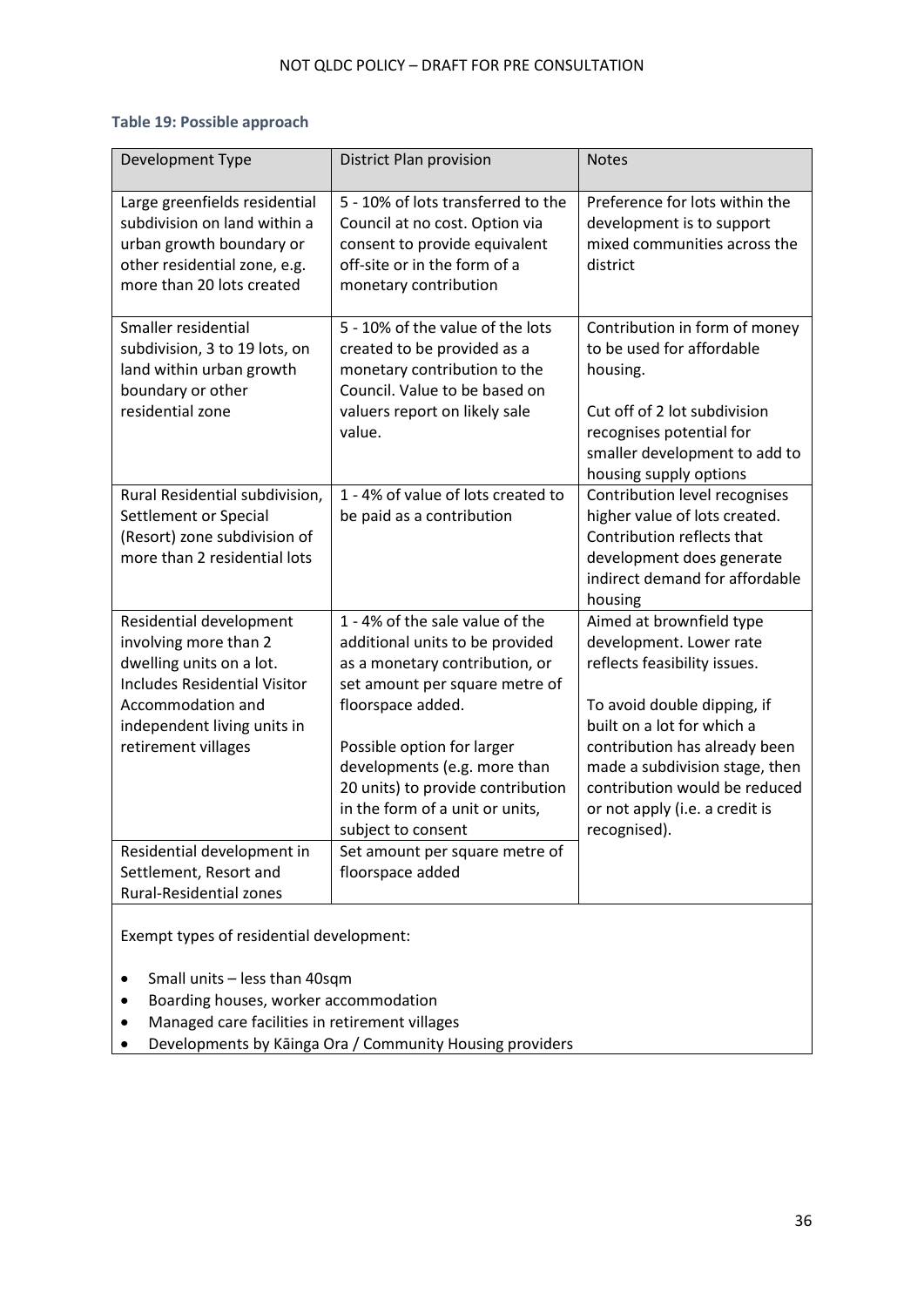### Table 19: Possible approach

| Development Type | District Plan provision | Notes |
|---|---|---|
| Large greenfields residential subdivision on land within a urban growth boundary or other residential zone, e.g. more than 20 lots created | 5 - 10% of lots transferred to the Council at no cost. Option via consent to provide equivalent off-site or in the form of a monetary contribution | Preference for lots within the development is to support mixed communities across the district |
| Smaller residential subdivision, 3 to 19 lots, on land within urban growth boundary or other residential zone | 5 - 10% of the value of the lots created to be provided as a monetary contribution to the Council. Value to be based on valuers report on likely sale value. | Contribution in form of money to be used for affordable housing.<br><br>Cut off of 2 lot subdivision recognises potential for smaller development to add to housing supply options |
| Rural Residential subdivision, Settlement or Special (Resort) zone subdivision of more than 2 residential lots | 1 - 4% of value of lots created to be paid as a contribution | Contribution level recognises higher value of lots created. Contribution reflects that development does generate indirect demand for affordable housing |
| Residential development involving more than 2 dwelling units on a lot. Includes Residential Visitor Accommodation and independent living units in retirement villages | 1 - 4% of the sale value of the additional units to be provided as a monetary contribution, or set amount per square metre of floorspace added.<br><br>Possible option for larger developments (e.g. more than 20 units) to provide contribution in the form of a unit or units, subject to consent | Aimed at brownfield type development. Lower rate reflects feasibility issues.<br><br>To avoid double dipping, if built on a lot for which a contribution has already been made a subdivision stage, then contribution would be reduced or not apply (i.e. a credit is recognised). |
| Residential development in Settlement, Resort and Rural-Residential zones | Set amount per square metre of floorspace added | |

Exempt types of residential development:

- Small units – less than 40sqm
- Boarding houses, worker accommodation
- Managed care facilities in retirement villages
- Developments by Kāinga Ora / Community Housing providers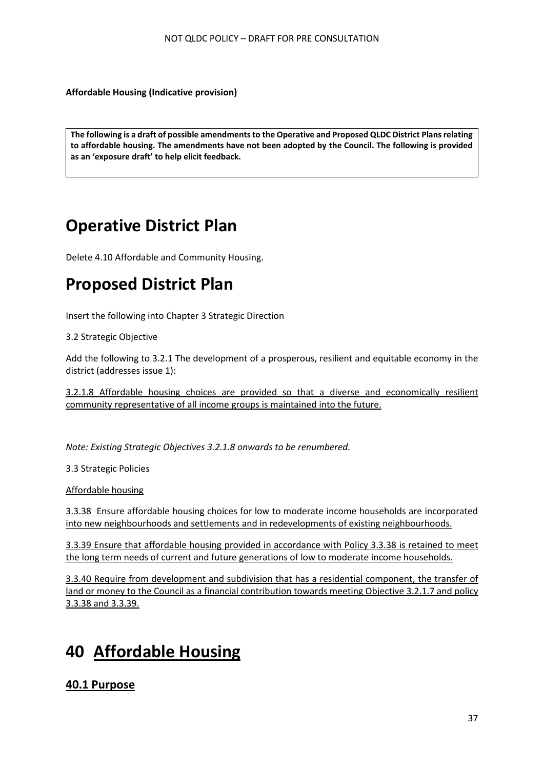**Affordable Housing (Indicative provision)**

**The following is a draft of possible amendments to the Operative and Proposed QLDC District Plans relating to affordable housing. The amendments have not been adopted by the Council. The following is provided as an 'exposure draft' to help elicit feedback.**

# Operative District Plan

Delete 4.10 Affordable and Community Housing.

# Proposed District Plan

Insert the following into Chapter 3 Strategic Direction

3.2 Strategic Objective

Add the following to 3.2.1 The development of a prosperous, resilient and equitable economy in the district (addresses issue 1):

<u>3.2.1.8 Affordable housing choices are provided so that a diverse and economically resilient community representative of all income groups is maintained into the future.</u>

*Note: Existing Strategic Objectives 3.2.1.8 onwards to be renumbered.*

3.3 Strategic Policies

<u>Affordable housing</u>

<u>3.3.38 Ensure affordable housing choices for low to moderate income households are incorporated into new neighbourhoods and settlements and in redevelopments of existing neighbourhoods.</u>

<u>3.3.39 Ensure that affordable housing provided in accordance with Policy 3.3.38 is retained to meet the long term needs of current and future generations of low to moderate income households.</u>

<u>3.3.40 Require from development and subdivision that has a residential component, the transfer of land or money to the Council as a financial contribution towards meeting Objective 3.2.1.7 and policy 3.3.38 and 3.3.39.</u>

# 40 <u>Affordable Housing</u>

## <u>40.1 Purpose</u>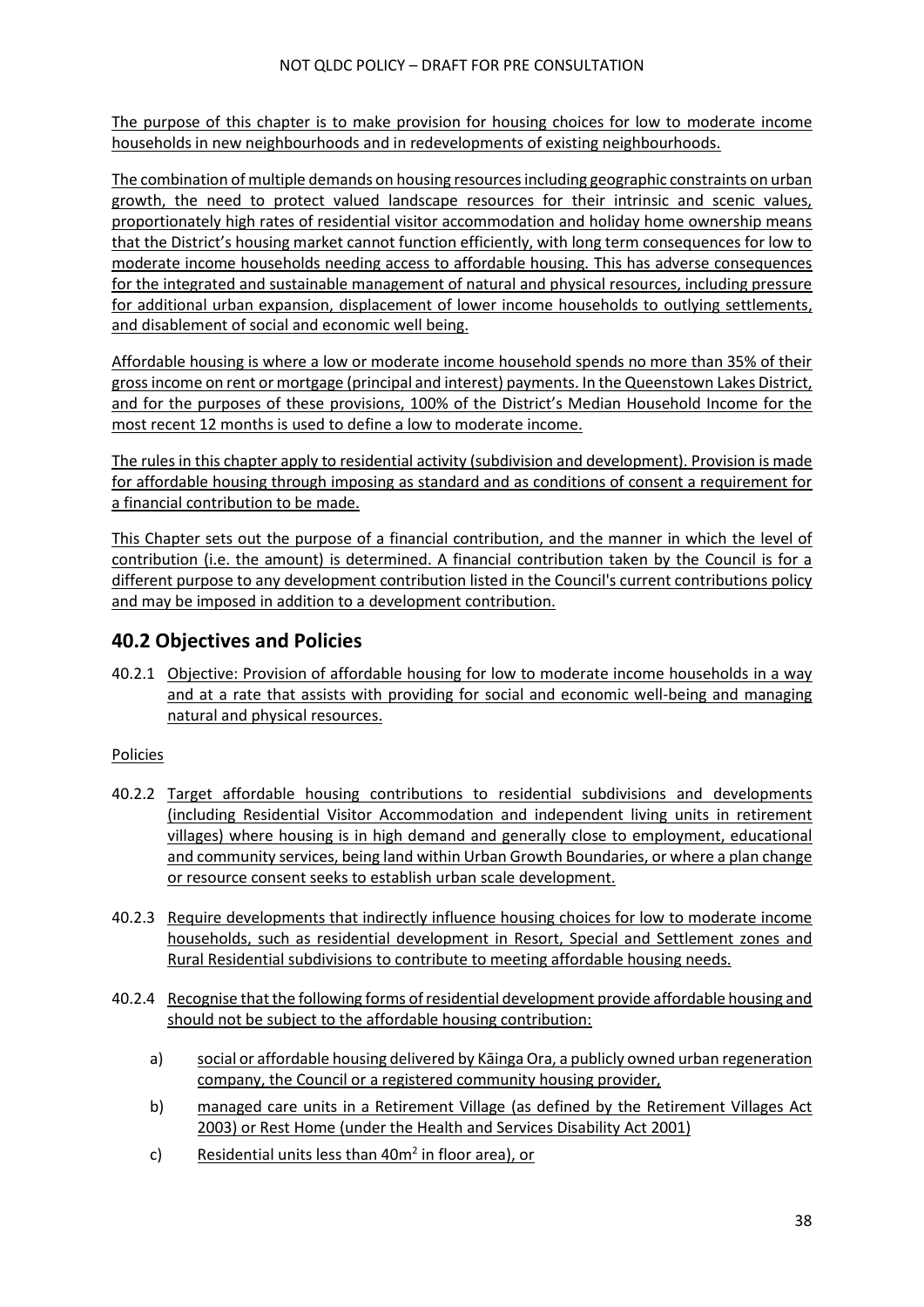The purpose of this chapter is to make provision for housing choices for low to moderate income households in new neighbourhoods and in redevelopments of existing neighbourhoods.

The combination of multiple demands on housing resources including geographic constraints on urban growth, the need to protect valued landscape resources for their intrinsic and scenic values, proportionately high rates of residential visitor accommodation and holiday home ownership means that the District's housing market cannot function efficiently, with long term consequences for low to moderate income households needing access to affordable housing. This has adverse consequences for the integrated and sustainable management of natural and physical resources, including pressure for additional urban expansion, displacement of lower income households to outlying settlements, and disablement of social and economic well being.

Affordable housing is where a low or moderate income household spends no more than 35% of their gross income on rent or mortgage (principal and interest) payments. In the Queenstown Lakes District, and for the purposes of these provisions, 100% of the District's Median Household Income for the most recent 12 months is used to define a low to moderate income.

The rules in this chapter apply to residential activity (subdivision and development). Provision is made for affordable housing through imposing as standard and as conditions of consent a requirement for a financial contribution to be made.

This Chapter sets out the purpose of a financial contribution, and the manner in which the level of contribution (i.e. the amount) is determined. A financial contribution taken by the Council is for a different purpose to any development contribution listed in the Council's current contributions policy and may be imposed in addition to a development contribution.

## 40.2 Objectives and Policies

40.2.1 Objective: Provision of affordable housing for low to moderate income households in a way and at a rate that assists with providing for social and economic well-being and managing natural and physical resources.

Policies

40.2.2 Target affordable housing contributions to residential subdivisions and developments (including Residential Visitor Accommodation and independent living units in retirement villages) where housing is in high demand and generally close to employment, educational and community services, being land within Urban Growth Boundaries, or where a plan change or resource consent seeks to establish urban scale development.

40.2.3 Require developments that indirectly influence housing choices for low to moderate income households, such as residential development in Resort, Special and Settlement zones and Rural Residential subdivisions to contribute to meeting affordable housing needs.

40.2.4 Recognise that the following forms of residential development provide affordable housing and should not be subject to the affordable housing contribution:

a) social or affordable housing delivered by Kāinga Ora, a publicly owned urban regeneration company, the Council or a registered community housing provider,

b) managed care units in a Retirement Village (as defined by the Retirement Villages Act 2003) or Rest Home (under the Health and Services Disability Act 2001)

c) Residential units less than 40m$^2$ in floor area), or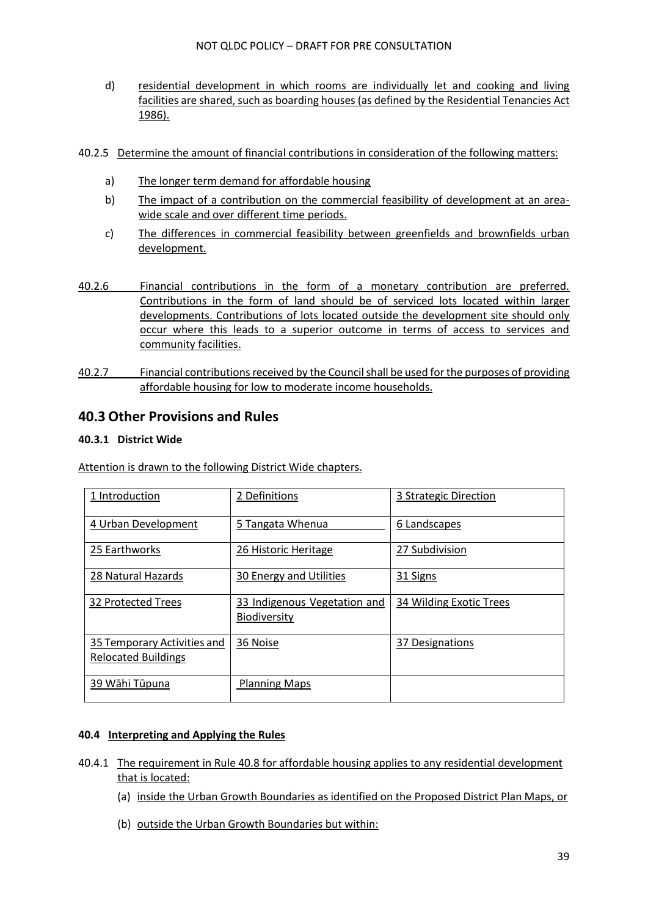d) residential development in which rooms are individually let and cooking and living facilities are shared, such as boarding houses (as defined by the Residential Tenancies Act 1986).

40.2.5 Determine the amount of financial contributions in consideration of the following matters:

a) The longer term demand for affordable housing

b) The impact of a contribution on the commercial feasibility of development at an area-wide scale and over different time periods.

c) The differences in commercial feasibility between greenfields and brownfields urban development.

40.2.6 Financial contributions in the form of a monetary contribution are preferred. Contributions in the form of land should be of serviced lots located within larger developments. Contributions of lots located outside the development site should only occur where this leads to a superior outcome in terms of access to services and community facilities.

40.2.7 Financial contributions received by the Council shall be used for the purposes of providing affordable housing for low to moderate income households.

## 40.3 Other Provisions and Rules

### 40.3.1 District Wide

Attention is drawn to the following District Wide chapters.

| | | |
|---|---|---|
| 1 Introduction | 2 Definitions | 3 Strategic Direction |
| 4 Urban Development | 5 Tangata Whenua | 6 Landscapes |
| 25 Earthworks | 26 Historic Heritage | 27 Subdivision |
| 28 Natural Hazards | 30 Energy and Utilities | 31 Signs |
| 32 Protected Trees | 33 Indigenous Vegetation and Biodiversity | 34 Wilding Exotic Trees |
| 35 Temporary Activities and Relocated Buildings | 36 Noise | 37 Designations |
| 39 Wāhi Tūpuna | Planning Maps | |

### 40.4 Interpreting and Applying the Rules

40.4.1 The requirement in Rule 40.8 for affordable housing applies to any residential development that is located:

(a) inside the Urban Growth Boundaries as identified on the Proposed District Plan Maps, or

(b) outside the Urban Growth Boundaries but within: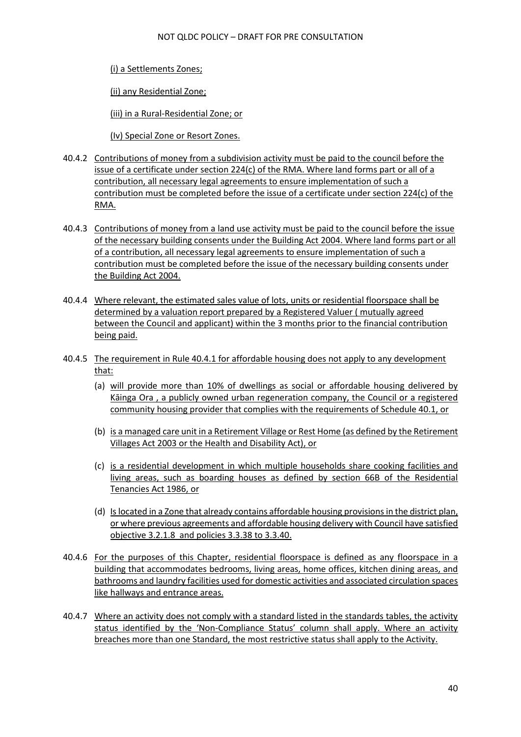(i) a Settlements Zones;

(ii) any Residential Zone;

(iii) in a Rural-Residential Zone; or

(Iv) Special Zone or Resort Zones.

40.4.2 Contributions of money from a subdivision activity must be paid to the council before the issue of a certificate under section 224(c) of the RMA. Where land forms part or all of a contribution, all necessary legal agreements to ensure implementation of such a contribution must be completed before the issue of a certificate under section 224(c) of the RMA.

40.4.3 Contributions of money from a land use activity must be paid to the council before the issue of the necessary building consents under the Building Act 2004. Where land forms part or all of a contribution, all necessary legal agreements to ensure implementation of such a contribution must be completed before the issue of the necessary building consents under the Building Act 2004.

40.4.4 Where relevant, the estimated sales value of lots, units or residential floorspace shall be determined by a valuation report prepared by a Registered Valuer ( mutually agreed between the Council and applicant) within the 3 months prior to the financial contribution being paid.

40.4.5 The requirement in Rule 40.4.1 for affordable housing does not apply to any development that:

(a) will provide more than 10% of dwellings as social or affordable housing delivered by Kāinga Ora , a publicly owned urban regeneration company, the Council or a registered community housing provider that complies with the requirements of Schedule 40.1, or

(b) is a managed care unit in a Retirement Village or Rest Home (as defined by the Retirement Villages Act 2003 or the Health and Disability Act), or

(c) is a residential development in which multiple households share cooking facilities and living areas, such as boarding houses as defined by section 66B of the Residential Tenancies Act 1986, or

(d) Is located in a Zone that already contains affordable housing provisions in the district plan, or where previous agreements and affordable housing delivery with Council have satisfied objective 3.2.1.8 and policies 3.3.38 to 3.3.40.

40.4.6 For the purposes of this Chapter, residential floorspace is defined as any floorspace in a building that accommodates bedrooms, living areas, home offices, kitchen dining areas, and bathrooms and laundry facilities used for domestic activities and associated circulation spaces like hallways and entrance areas.

40.4.7 Where an activity does not comply with a standard listed in the standards tables, the activity status identified by the 'Non-Compliance Status' column shall apply. Where an activity breaches more than one Standard, the most restrictive status shall apply to the Activity.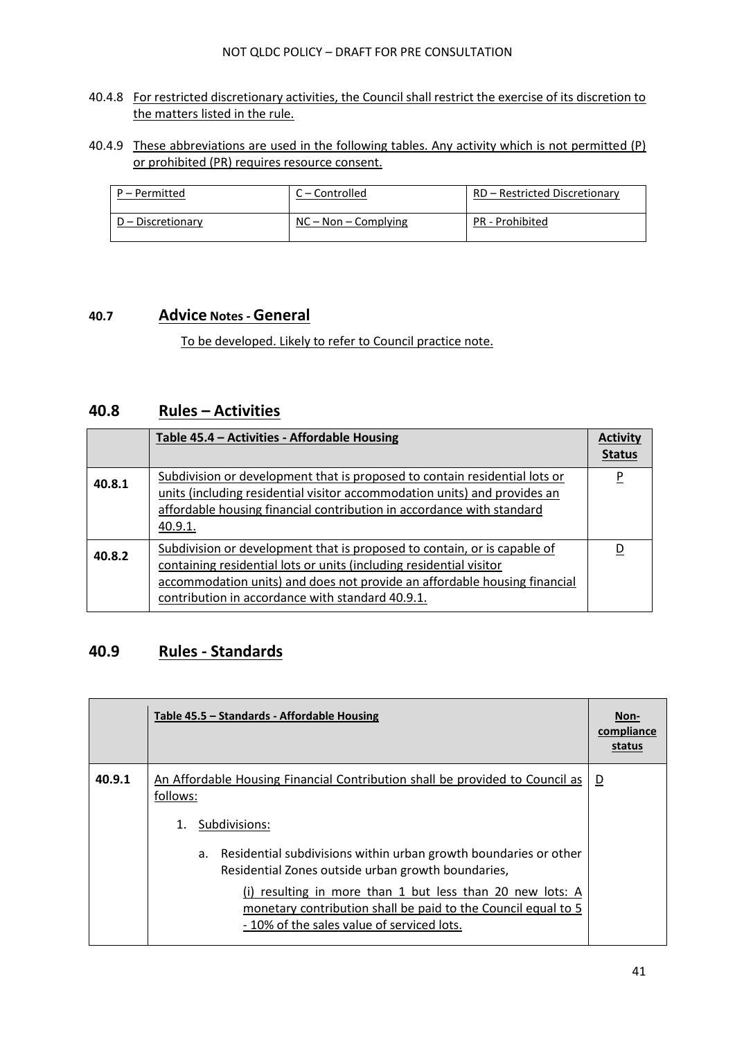40.4.8 For restricted discretionary activities, the Council shall restrict the exercise of its discretion to the matters listed in the rule.

40.4.9 These abbreviations are used in the following tables. Any activity which is not permitted (P) or prohibited (PR) requires resource consent.

| P – Permitted | C – Controlled | RD – Restricted Discretionary |
|---|---|---|
| D – Discretionary | NC – Non – Complying | PR - Prohibited |

## 40.7 Advice Notes - General

To be developed. Likely to refer to Council practice note.

## 40.8 Rules – Activities

| | Table 45.4 – Activities - Affordable Housing | Activity Status |
|---|---|---|
| 40.8.1 | Subdivision or development that is proposed to contain residential lots or units (including residential visitor accommodation units) and provides an affordable housing financial contribution in accordance with standard 40.9.1. | P |
| 40.8.2 | Subdivision or development that is proposed to contain, or is capable of containing residential lots or units (including residential visitor accommodation units) and does not provide an affordable housing financial contribution in accordance with standard 40.9.1. | D |

## 40.9 Rules - Standards

| | Table 45.5 – Standards - Affordable Housing | Non-compliance status |
|---|---|---|
| 40.9.1 | An Affordable Housing Financial Contribution shall be provided to Council as follows:<br><br>1. Subdivisions:<br><br>a. Residential subdivisions within urban growth boundaries or other Residential Zones outside urban growth boundaries,<br><br>(i) resulting in more than 1 but less than 20 new lots: A monetary contribution shall be paid to the Council equal to 5 - 10% of the sales value of serviced lots. | D |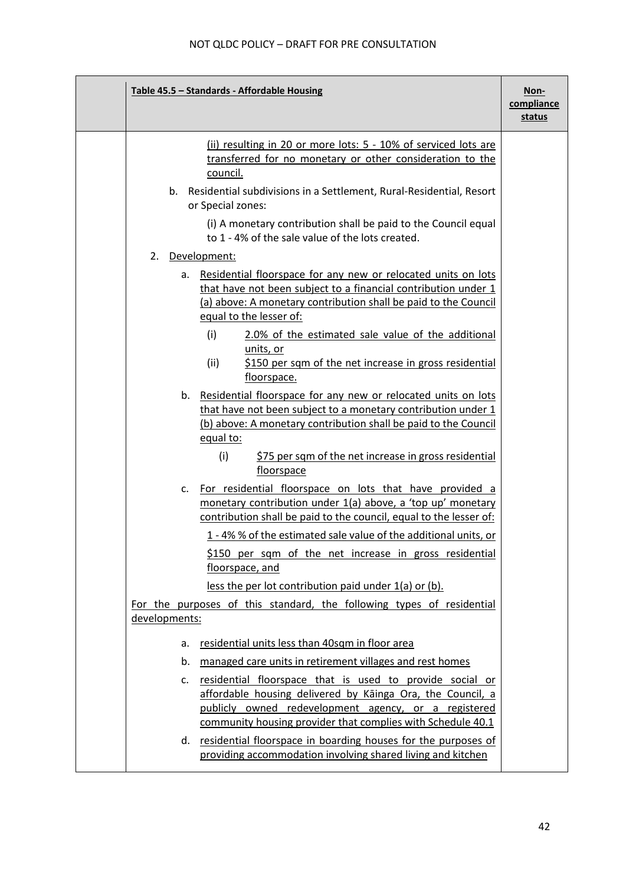NOT QLDC POLICY – DRAFT FOR PRE CONSULTATION

| | Table 45.5 – Standards - Affordable Housing | Non-compliance status |
|---|---|---|
| | (ii) resulting in 20 or more lots: 5 - 10% of serviced lots are transferred for no monetary or other consideration to the council.<br><br>b. Residential subdivisions in a Settlement, Rural-Residential, Resort or Special zones:<br><br>(i) A monetary contribution shall be paid to the Council equal to 1 - 4% of the sale value of the lots created.<br><br>2. Development:<br><br>a. Residential floorspace for any new or relocated units on lots that have not been subject to a financial contribution under 1 (a) above: A monetary contribution shall be paid to the Council equal to the lesser of:<br><br>(i) 2.0% of the estimated sale value of the additional units, or<br>(ii) $150 per sqm of the net increase in gross residential floorspace.<br><br>b. Residential floorspace for any new or relocated units on lots that have not been subject to a monetary contribution under 1 (b) above: A monetary contribution shall be paid to the Council equal to:<br><br>(i) $75 per sqm of the net increase in gross residential floorspace<br><br>c. For residential floorspace on lots that have provided a monetary contribution under 1(a) above, a 'top up' monetary contribution shall be paid to the council, equal to the lesser of:<br><br>1 - 4% % of the estimated sale value of the additional units, or<br><br>$150 per sqm of the net increase in gross residential floorspace, and<br><br>less the per lot contribution paid under 1(a) or (b).<br><br>For the purposes of this standard, the following types of residential developments:<br><br>a. residential units less than 40sqm in floor area<br>b. managed care units in retirement villages and rest homes<br>c. residential floorspace that is used to provide social or affordable housing delivered by Kāinga Ora, the Council, a publicly owned redevelopment agency, or a registered community housing provider that complies with Schedule 40.1<br>d. residential floorspace in boarding houses for the purposes of providing accommodation involving shared living and kitchen | |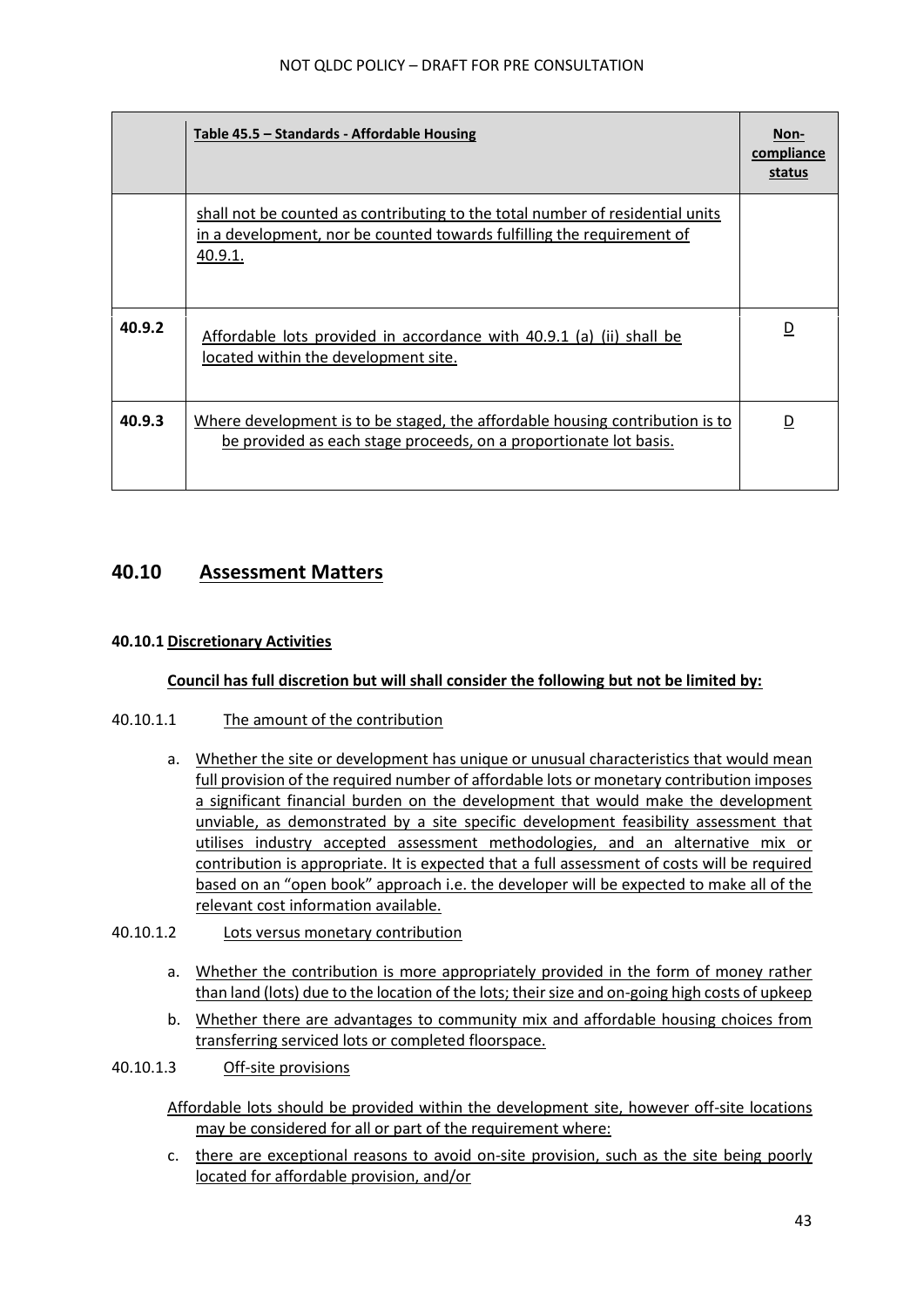| | Table 45.5 – Standards - Affordable Housing | Non-compliance status |
|---|---|---|
| | shall not be counted as contributing to the total number of residential units in a development, nor be counted towards fulfilling the requirement of 40.9.1. | |
| **40.9.2** | Affordable lots provided in accordance with 40.9.1 (a) (ii) shall be located within the development site. | D |
| **40.9.3** | Where development is to be staged, the affordable housing contribution is to be provided as each stage proceeds, on a proportionate lot basis. | D |

## 40.10 Assessment Matters

### 40.10.1 Discretionary Activities

**Council has full discretion but will shall consider the following but not be limited by:**

40.10.1.1 The amount of the contribution

a. Whether the site or development has unique or unusual characteristics that would mean full provision of the required number of affordable lots or monetary contribution imposes a significant financial burden on the development that would make the development unviable, as demonstrated by a site specific development feasibility assessment that utilises industry accepted assessment methodologies, and an alternative mix or contribution is appropriate. It is expected that a full assessment of costs will be required based on an "open book" approach i.e. the developer will be expected to make all of the relevant cost information available.

40.10.1.2 Lots versus monetary contribution

a. Whether the contribution is more appropriately provided in the form of money rather than land (lots) due to the location of the lots; their size and on-going high costs of upkeep
b. Whether there are advantages to community mix and affordable housing choices from transferring serviced lots or completed floorspace.

40.10.1.3 Off-site provisions

Affordable lots should be provided within the development site, however off-site locations may be considered for all or part of the requirement where:

c. there are exceptional reasons to avoid on-site provision, such as the site being poorly located for affordable provision, and/or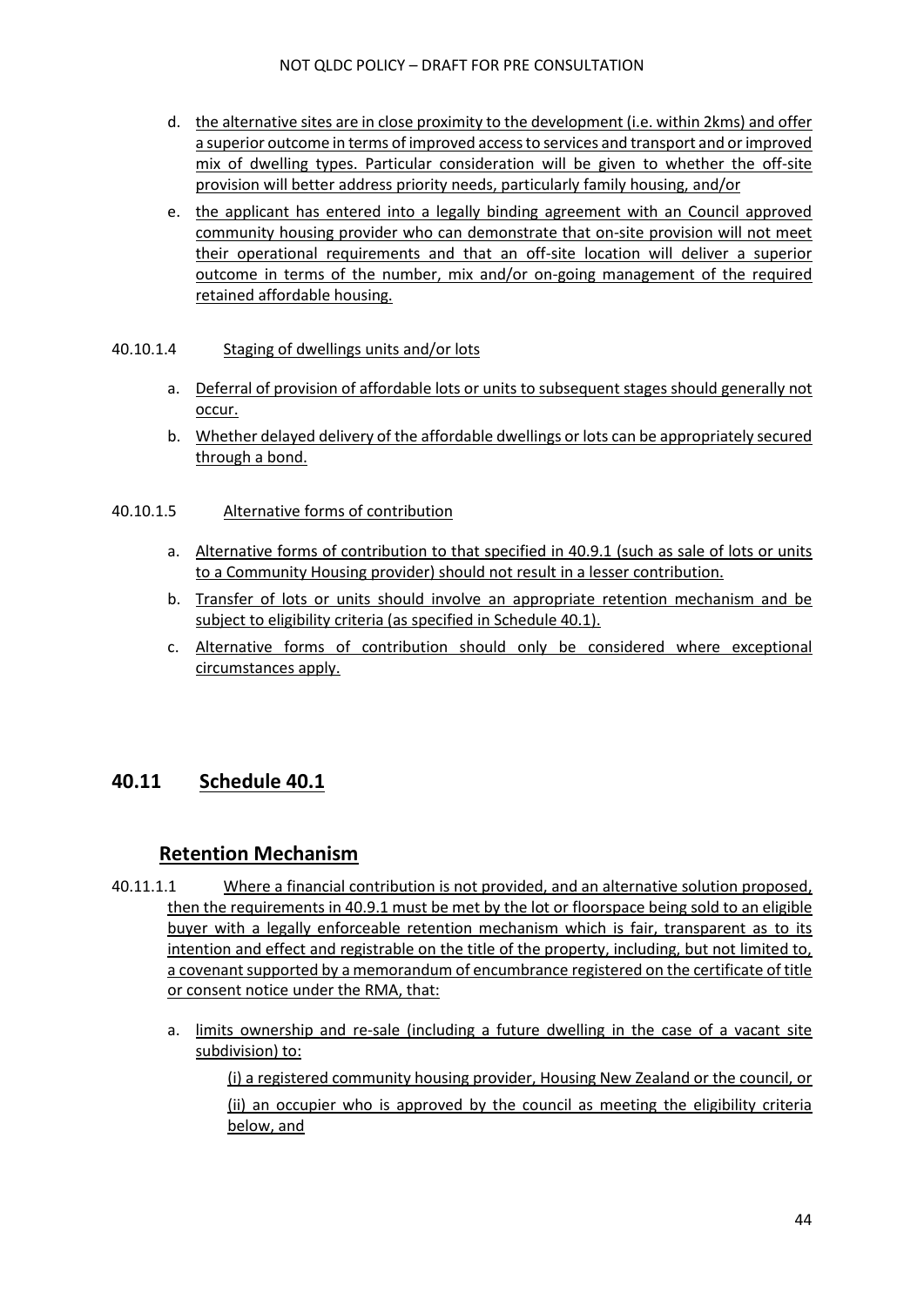d. the alternative sites are in close proximity to the development (i.e. within 2kms) and offer a superior outcome in terms of improved access to services and transport and or improved mix of dwelling types. Particular consideration will be given to whether the off-site provision will better address priority needs, particularly family housing, and/or

e. the applicant has entered into a legally binding agreement with an Council approved community housing provider who can demonstrate that on-site provision will not meet their operational requirements and that an off-site location will deliver a superior outcome in terms of the number, mix and/or on-going management of the required retained affordable housing.

40.10.1.4 Staging of dwellings units and/or lots

a. Deferral of provision of affordable lots or units to subsequent stages should generally not occur.

b. Whether delayed delivery of the affordable dwellings or lots can be appropriately secured through a bond.

40.10.1.5 Alternative forms of contribution

a. Alternative forms of contribution to that specified in 40.9.1 (such as sale of lots or units to a Community Housing provider) should not result in a lesser contribution.

b. Transfer of lots or units should involve an appropriate retention mechanism and be subject to eligibility criteria (as specified in Schedule 40.1).

c. Alternative forms of contribution should only be considered where exceptional circumstances apply.

## 40.11 Schedule 40.1

### Retention Mechanism

40.11.1.1 Where a financial contribution is not provided, and an alternative solution proposed, then the requirements in 40.9.1 must be met by the lot or floorspace being sold to an eligible buyer with a legally enforceable retention mechanism which is fair, transparent as to its intention and effect and registrable on the title of the property, including, but not limited to, a covenant supported by a memorandum of encumbrance registered on the certificate of title or consent notice under the RMA, that:

a. limits ownership and re-sale (including a future dwelling in the case of a vacant site subdivision) to:

(i) a registered community housing provider, Housing New Zealand or the council, or

(ii) an occupier who is approved by the council as meeting the eligibility criteria below, and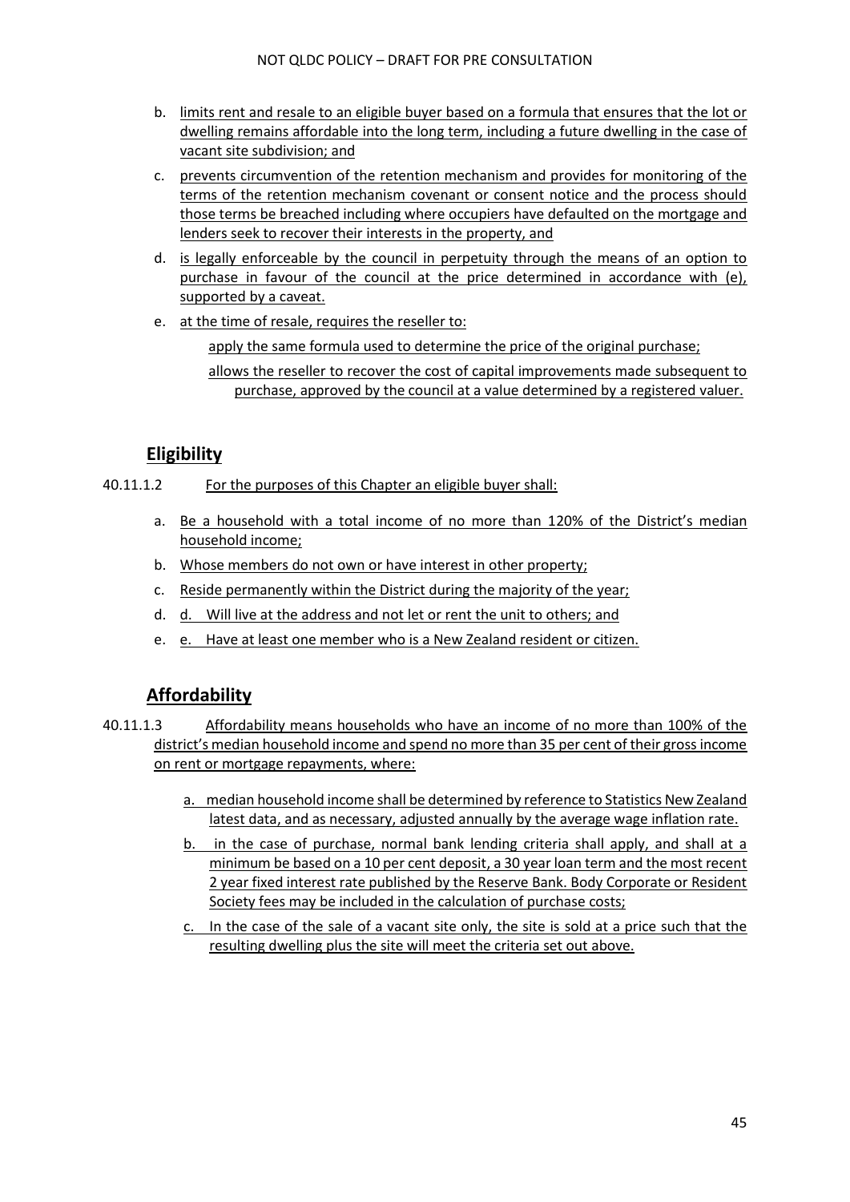b. limits rent and resale to an eligible buyer based on a formula that ensures that the lot or dwelling remains affordable into the long term, including a future dwelling in the case of vacant site subdivision; and

c. prevents circumvention of the retention mechanism and provides for monitoring of the terms of the retention mechanism covenant or consent notice and the process should those terms be breached including where occupiers have defaulted on the mortgage and lenders seek to recover their interests in the property, and

d. is legally enforceable by the council in perpetuity through the means of an option to purchase in favour of the council at the price determined in accordance with (e), supported by a caveat.

e. at the time of resale, requires the reseller to:

   apply the same formula used to determine the price of the original purchase;

   allows the reseller to recover the cost of capital improvements made subsequent to purchase, approved by the council at a value determined by a registered valuer.

## Eligibility

40.11.1.2 For the purposes of this Chapter an eligible buyer shall:

a. Be a household with a total income of no more than 120% of the District's median household income;
b. Whose members do not own or have interest in other property;
c. Reside permanently within the District during the majority of the year;
d. d. Will live at the address and not let or rent the unit to others; and
e. e. Have at least one member who is a New Zealand resident or citizen.

## Affordability

40.11.1.3 Affordability means households who have an income of no more than 100% of the district's median household income and spend no more than 35 per cent of their gross income on rent or mortgage repayments, where:

a. median household income shall be determined by reference to Statistics New Zealand latest data, and as necessary, adjusted annually by the average wage inflation rate.

b. in the case of purchase, normal bank lending criteria shall apply, and shall at a minimum be based on a 10 per cent deposit, a 30 year loan term and the most recent 2 year fixed interest rate published by the Reserve Bank. Body Corporate or Resident Society fees may be included in the calculation of purchase costs;

c. In the case of the sale of a vacant site only, the site is sold at a price such that the resulting dwelling plus the site will meet the criteria set out above.